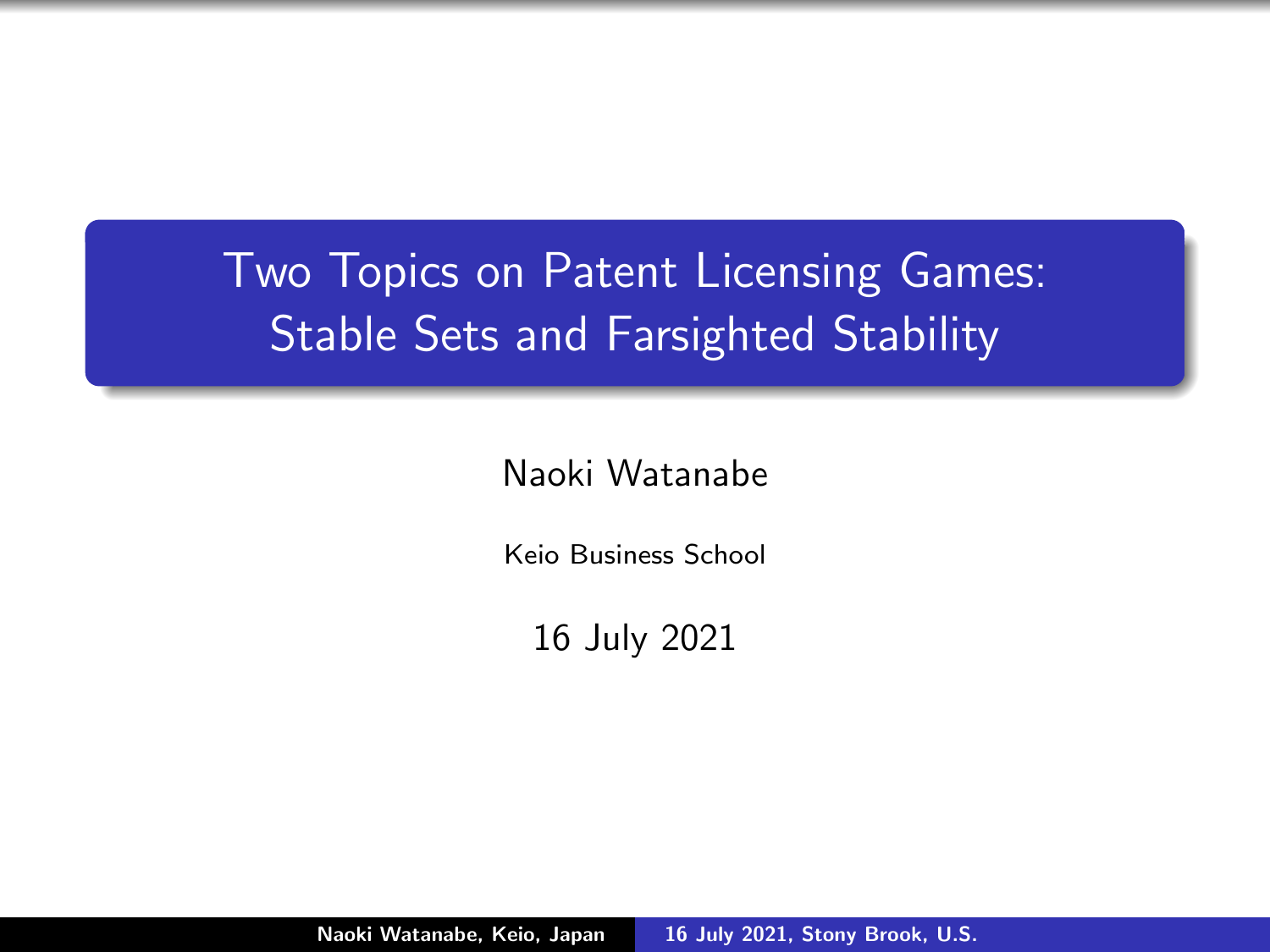# Two Topics on Patent Licensing Games: Stable Sets and Farsighted Stability

Naoki Watanabe

Keio Business School

16 July 2021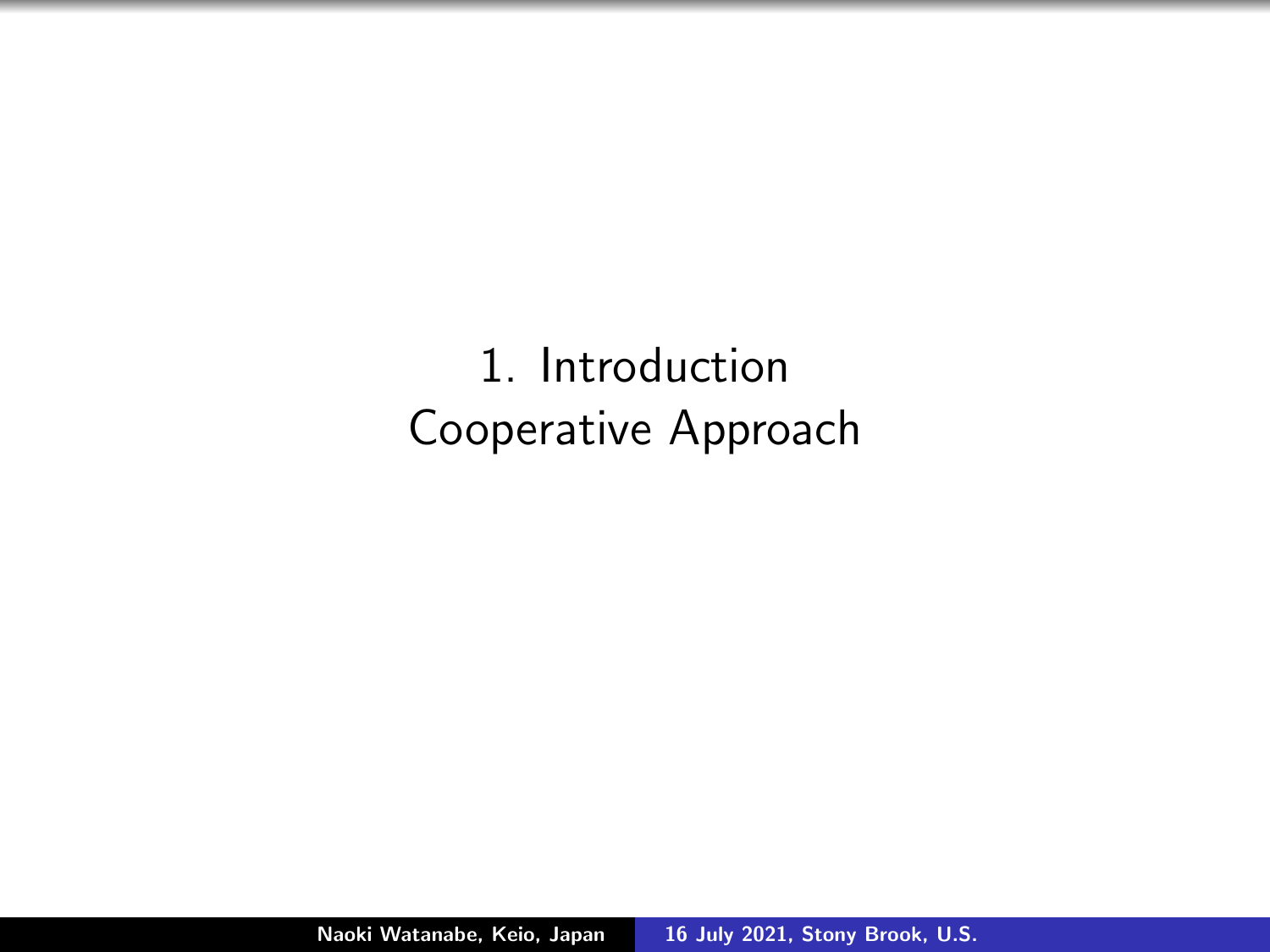# 1. Introduction
# Cooperative Approach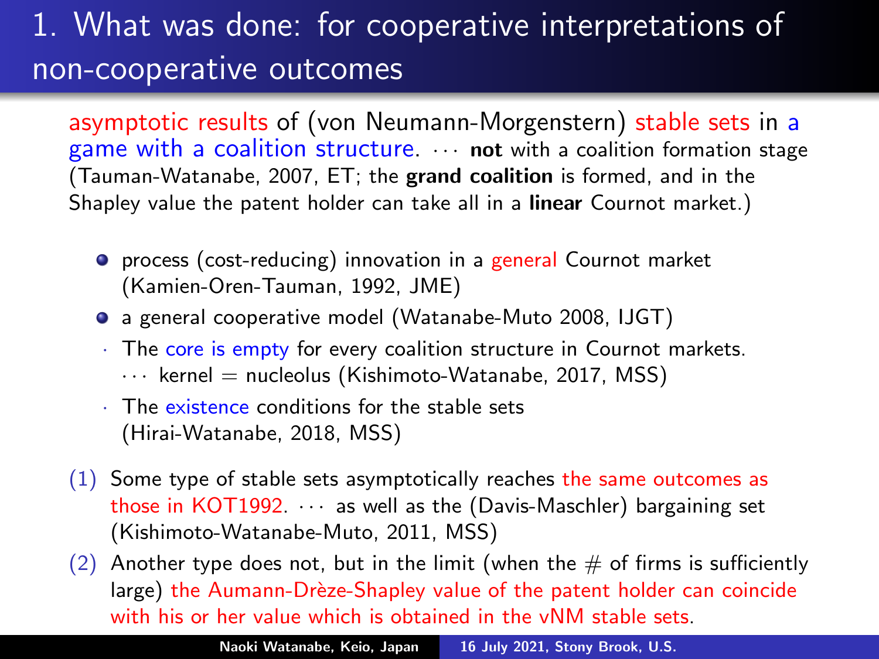# 1. What was done: for cooperative interpretations of non-cooperative outcomes

asymptotic results of (von Neumann-Morgenstern) stable sets in a game with a coalition structure. ⋯ **not** with a coalition formation stage (Tauman-Watanabe, 2007, ET; the **grand coalition** is formed, and in the Shapley value the patent holder can take all in a **linear** Cournot market.)

- process (cost-reducing) innovation in a general Cournot market (Kamien-Oren-Tauman, 1992, JME)
- a general cooperative model (Watanabe-Muto 2008, IJGT)
  - The core is empty for every coalition structure in Cournot markets. ⋯ kernel = nucleolus (Kishimoto-Watanabe, 2017, MSS)
  - The existence conditions for the stable sets (Hirai-Watanabe, 2018, MSS)

(1) Some type of stable sets asymptotically reaches the same outcomes as those in KOT1992. ⋯ as well as the (Davis-Maschler) bargaining set (Kishimoto-Watanabe-Muto, 2011, MSS)

(2) Another type does not, but in the limit (when the # of firms is sufficiently large) the Aumann-Drèze-Shapley value of the patent holder can coincide with his or her value which is obtained in the vNM stable sets.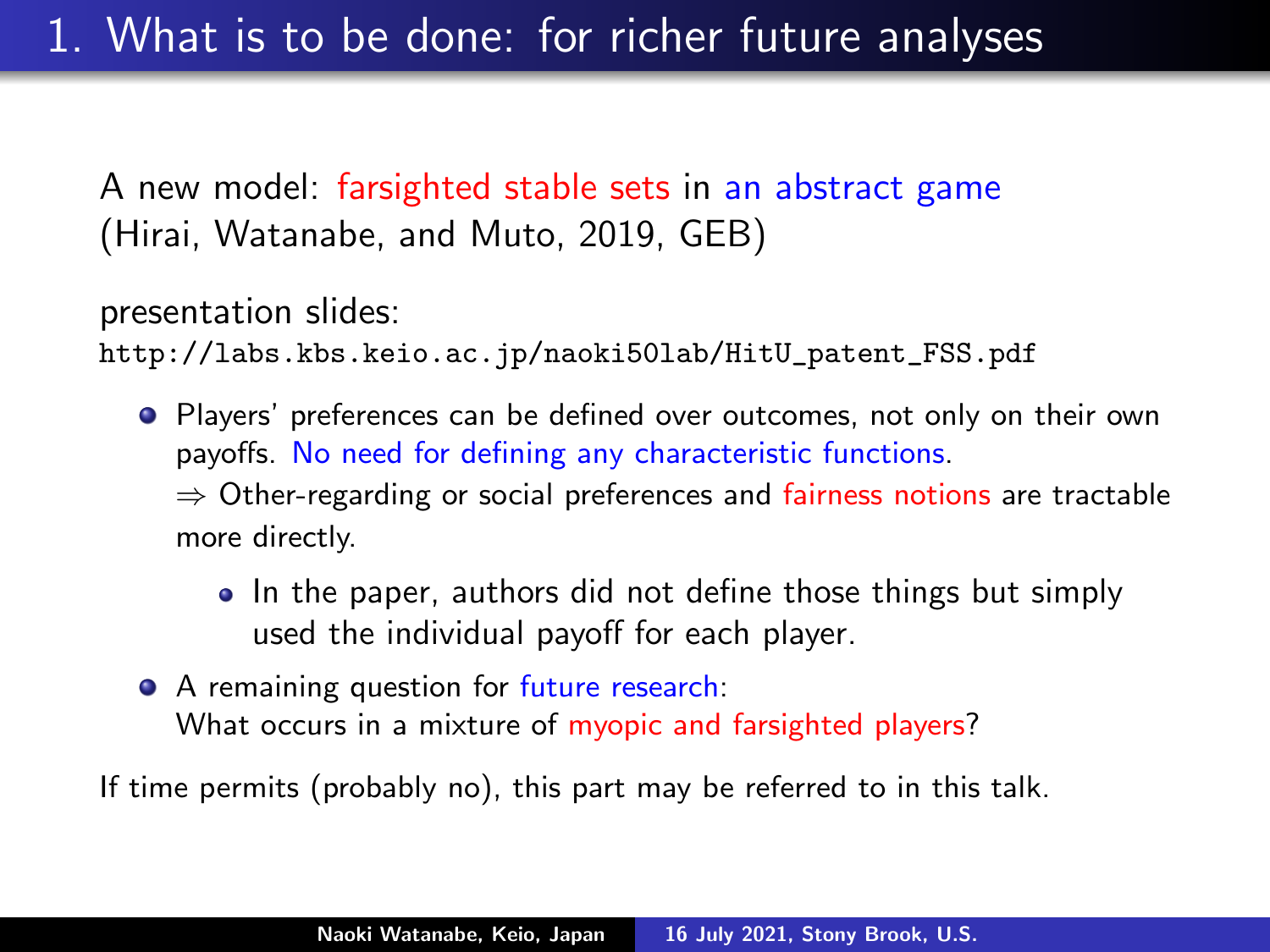# 1. What is to be done: for richer future analyses

A new model: farsighted stable sets in an abstract game (Hirai, Watanabe, and Muto, 2019, GEB)

presentation slides:
http://labs.kbs.keio.ac.jp/naoki50lab/HitU_patent_FSS.pdf

- Players' preferences can be defined over outcomes, not only on their own payoffs. No need for defining any characteristic functions.
  $\Rightarrow$ Other-regarding or social preferences and fairness notions are tractable more directly.
  - In the paper, authors did not define those things but simply used the individual payoff for each player.
- A remaining question for future research:
  What occurs in a mixture of myopic and farsighted players?

If time permits (probably no), this part may be referred to in this talk.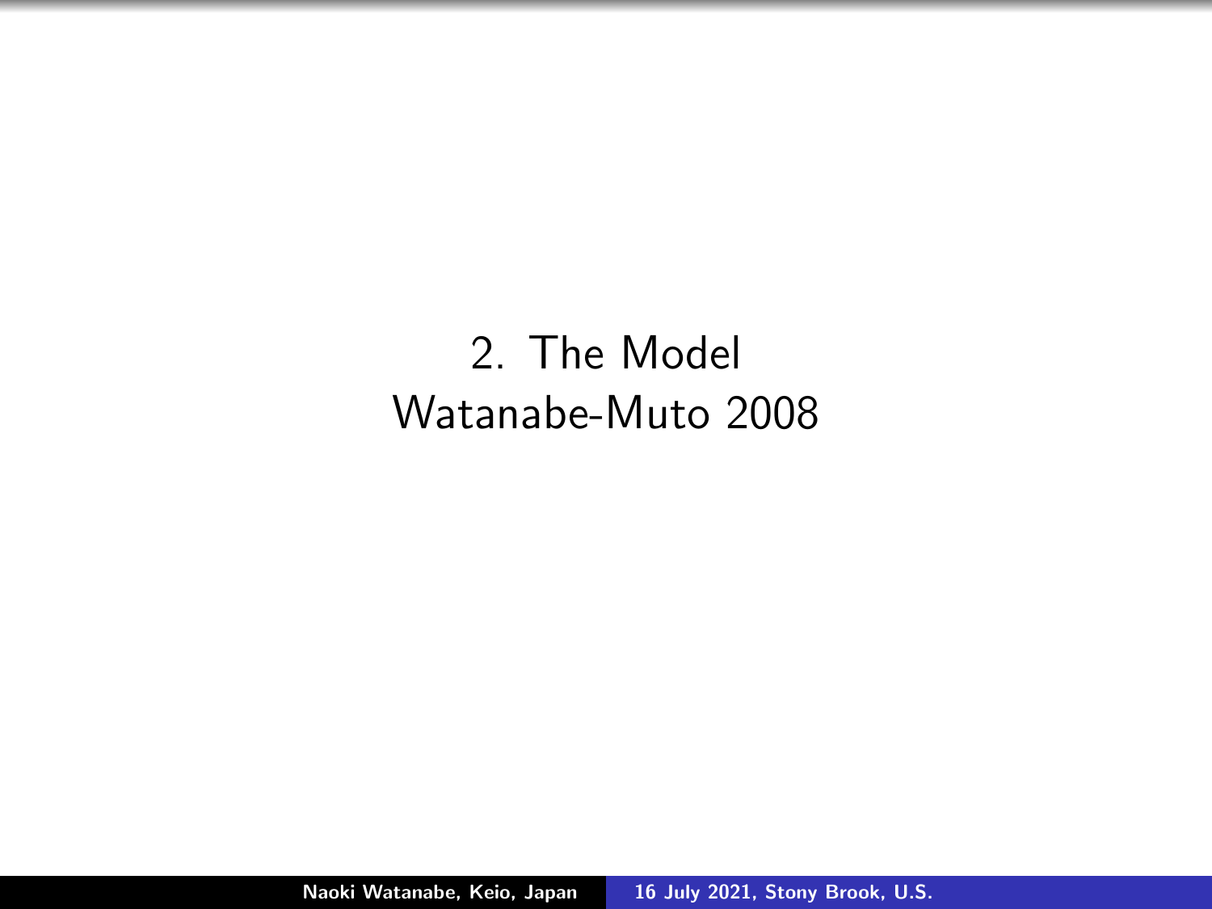# 2. The Model
Watanabe-Muto 2008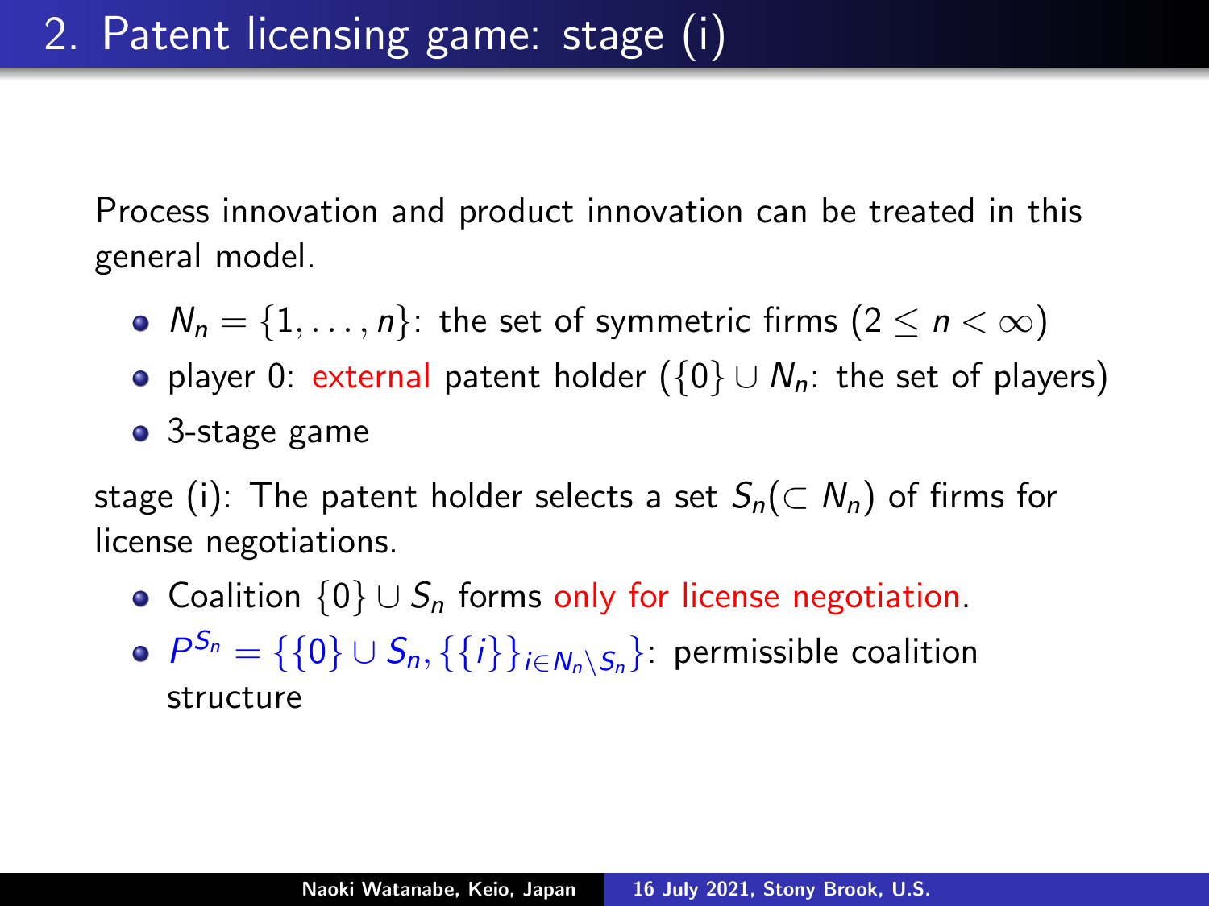# 2. Patent licensing game: stage (i)

Process innovation and product innovation can be treated in this general model.

- $N_n = \{1, \ldots, n\}$: the set of symmetric firms ($2 \leq n < \infty$)
- player 0: external patent holder ($\{0\} \cup N_n$: the set of players)
- 3-stage game

stage (i): The patent holder selects a set $S_n (\subset N_n)$ of firms for license negotiations.

- Coalition $\{0\} \cup S_n$ forms only for license negotiation.
- $P^{S_n} = \{\{0\} \cup S_n, \{\{i\}\}_{i \in N_n \setminus S_n}\}$: permissible coalition structure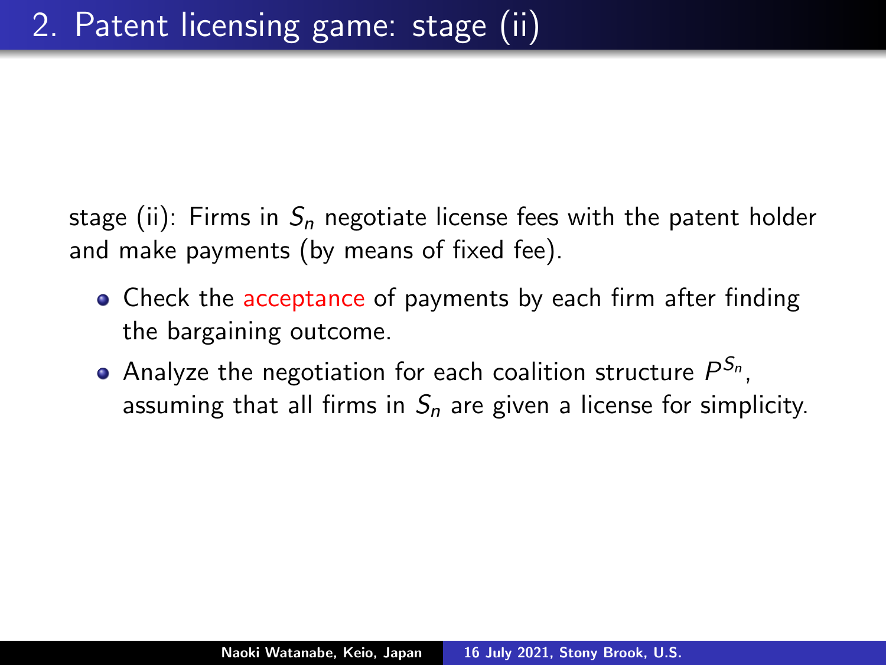# 2. Patent licensing game: stage (ii)

stage (ii): Firms in $S_n$ negotiate license fees with the patent holder and make payments (by means of fixed fee).

- Check the acceptance of payments by each firm after finding the bargaining outcome.
- Analyze the negotiation for each coalition structure $P^{S_n}$, assuming that all firms in $S_n$ are given a license for simplicity.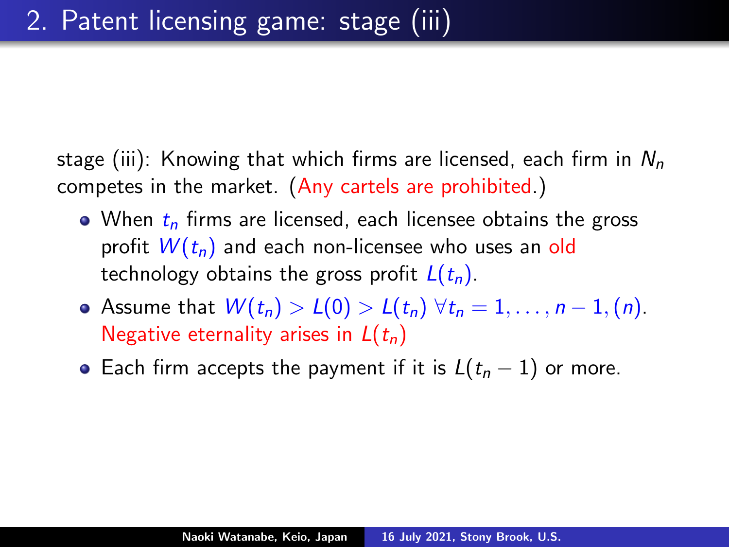# 2. Patent licensing game: stage (iii)

stage (iii): Knowing that which firms are licensed, each firm in $N_n$ competes in the market. (Any cartels are prohibited.)

- When $t_n$ firms are licensed, each licensee obtains the gross profit $W(t_n)$ and each non-licensee who uses an old technology obtains the gross profit $L(t_n)$.
- Assume that $W(t_n) > L(0) > L(t_n) \; \forall t_n = 1, \ldots, n-1, (n)$. Negative eternality arises in $L(t_n)$
- Each firm accepts the payment if it is $L(t_n - 1)$ or more.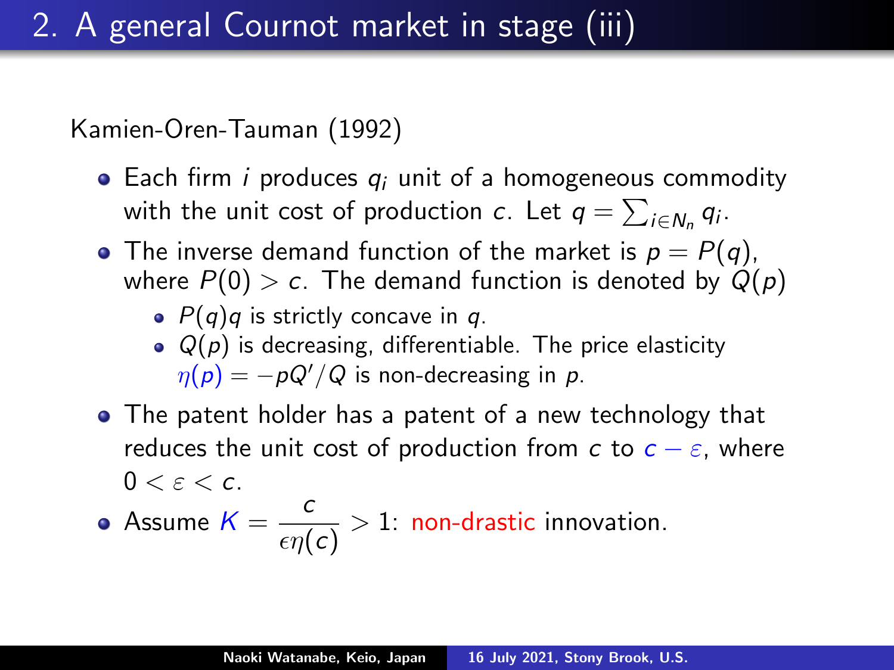# 2. A general Cournot market in stage (iii)

Kamien-Oren-Tauman (1992)

- Each firm $i$ produces $q_i$ unit of a homogeneous commodity with the unit cost of production $c$. Let $q = \sum_{i \in N_n} q_i$.
- The inverse demand function of the market is $p = P(q)$, where $P(0) > c$. The demand function is denoted by $Q(p)$
  - $P(q)q$ is strictly concave in $q$.
  - $Q(p)$ is decreasing, differentiable. The price elasticity $\eta(p) = -pQ'/Q$ is non-decreasing in $p$.
- The patent holder has a patent of a new technology that reduces the unit cost of production from $c$ to $c - \varepsilon$, where $0 < \varepsilon < c$.
- Assume $K = \dfrac{c}{\epsilon \eta(c)} > 1$: non-drastic innovation.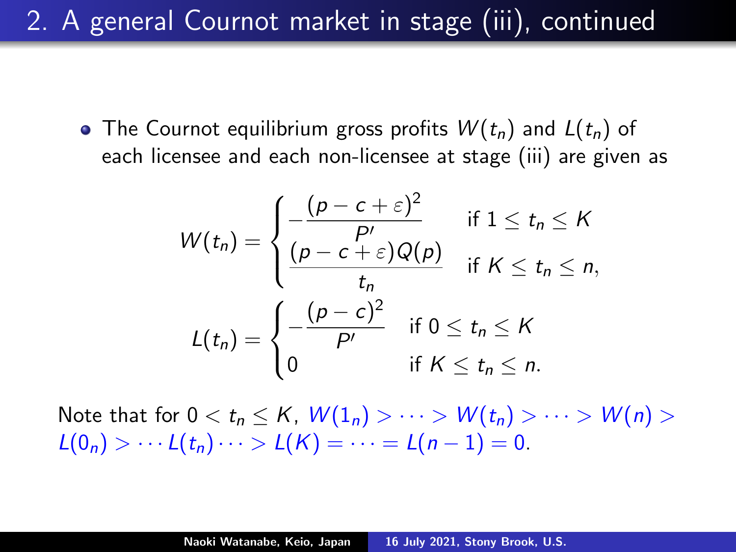# 2. A general Cournot market in stage (iii), continued

- The Cournot equilibrium gross profits $W(t_n)$ and $L(t_n)$ of each licensee and each non-licensee at stage (iii) are given as

$$
W(t_n) = \begin{cases} -\dfrac{(p-c+\varepsilon)^2}{P'} & \text{if } 1 \leq t_n \leq K \\ \dfrac{(p-c+\varepsilon)Q(p)}{t_n} & \text{if } K \leq t_n \leq n, \end{cases}
$$

$$
L(t_n) = \begin{cases} -\dfrac{(p-c)^2}{P'} & \text{if } 0 \leq t_n \leq K \\ 0 & \text{if } K \leq t_n \leq n. \end{cases}
$$

Note that for $0 < t_n \leq K$, $W(1_n) > \cdots > W(t_n) > \cdots > W(n) > L(0_n) > \cdots L(t_n) \cdots > L(K) = \cdots = L(n-1) = 0$.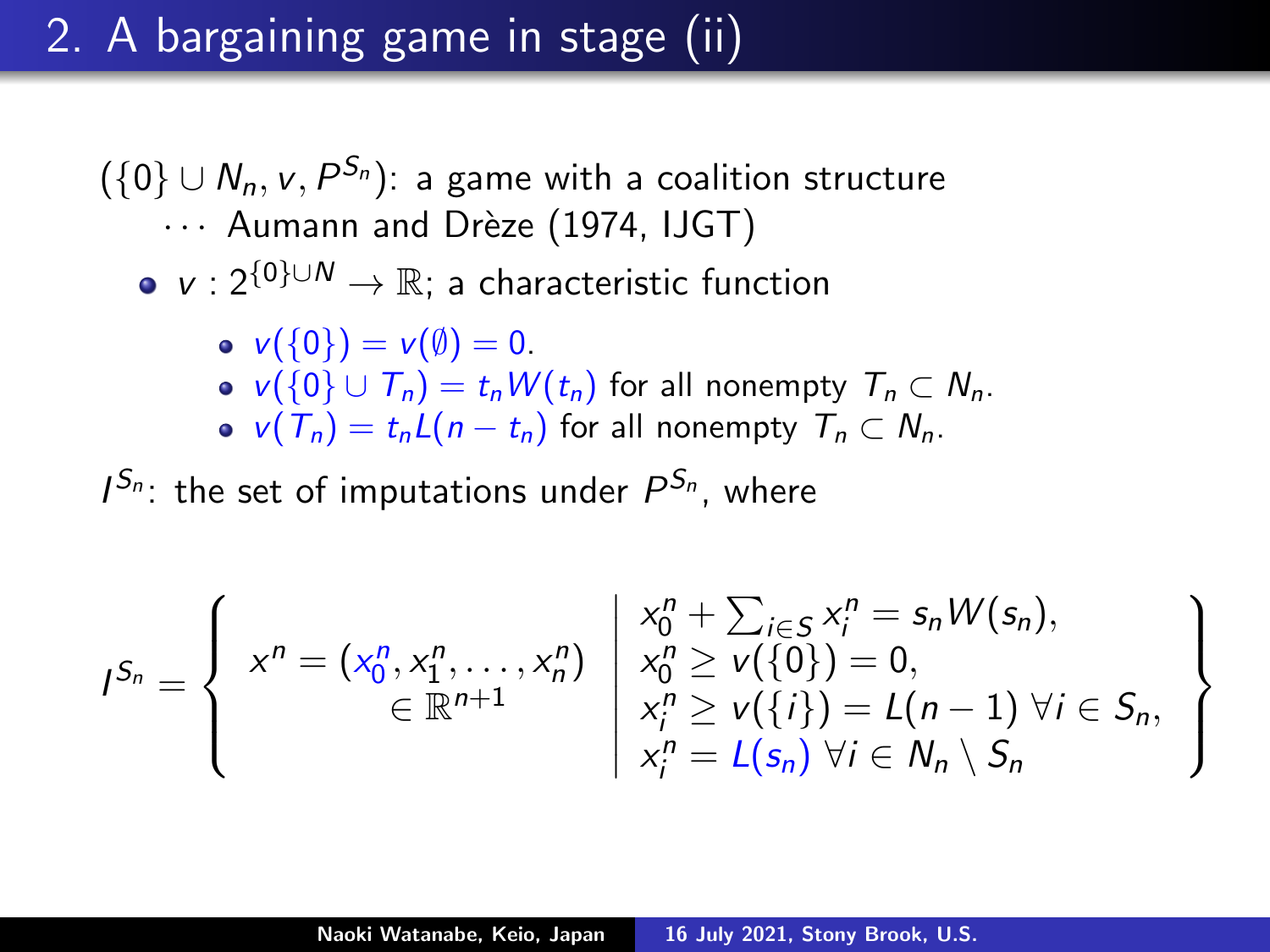## 2. A bargaining game in stage (ii)

$(\{0\} \cup N_n, v, P^{S_n})$: a game with a coalition structure

$\cdots$ Aumann and Drèze (1974, IJGT)

- $v : 2^{\{0\} \cup N} \to \mathbb{R}$; a characteristic function
  - $v(\{0\}) = v(\emptyset) = 0$.
  - $v(\{0\} \cup T_n) = t_n W(t_n)$ for all nonempty $T_n \subset N_n$.
  - $v(T_n) = t_n L(n - t_n)$ for all nonempty $T_n \subset N_n$.

$I^{S_n}$: the set of imputations under $P^{S_n}$, where

$$
I^{S_n} = \left\{ \begin{array}{c} x^n = (x_0^n, x_1^n, \ldots, x_n^n) \\ \in \mathbb{R}^{n+1} \end{array} \;\middle|\; \begin{array}{l} x_0^n + \sum_{i \in S} x_i^n = s_n W(s_n), \\ x_0^n \geq v(\{0\}) = 0, \\ x_i^n \geq v(\{i\}) = L(n-1) \;\forall i \in S_n, \\ x_i^n = L(s_n) \;\forall i \in N_n \setminus S_n \end{array} \right\}
$$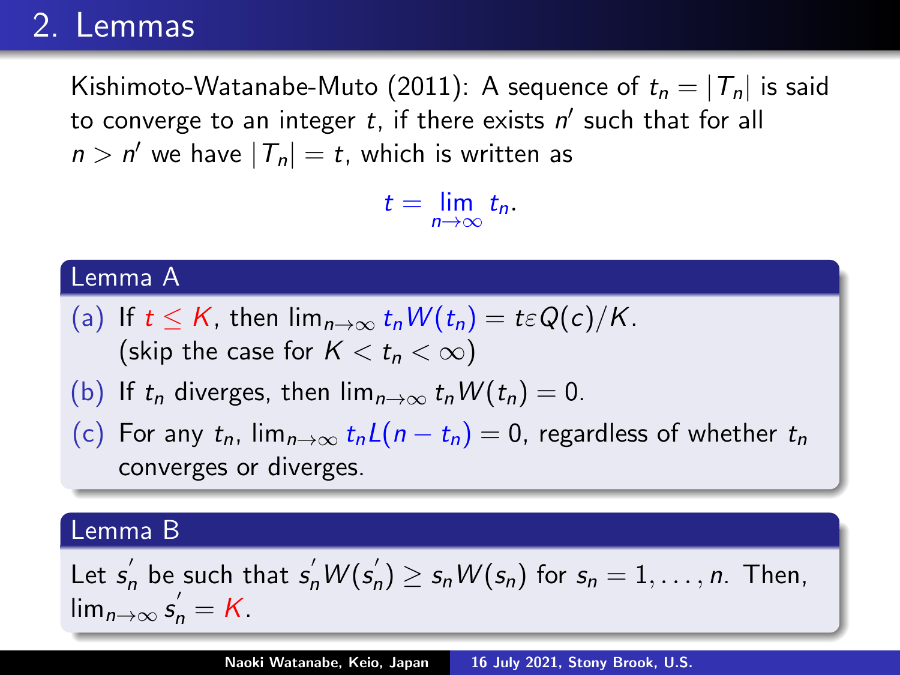## 2. Lemmas

Kishimoto-Watanabe-Muto (2011): A sequence of $t_n = |T_n|$ is said to converge to an integer $t$, if there exists $n'$ such that for all $n > n'$ we have $|T_n| = t$, which is written as

$$t = \lim_{n \to \infty} t_n.$$

**Lemma A**

(a) If $t \leq K$, then $\lim_{n\to\infty} t_n W(t_n) = t\varepsilon Q(c)/K$.
(skip the case for $K < t_n < \infty$)

(b) If $t_n$ diverges, then $\lim_{n\to\infty} t_n W(t_n) = 0$.

(c) For any $t_n$, $\lim_{n\to\infty} t_n L(n - t_n) = 0$, regardless of whether $t_n$ converges or diverges.

**Lemma B**

Let $s_n^{'}$ be such that $s_n^{'} W(s_n^{'}) \geq s_n W(s_n)$ for $s_n = 1, \ldots, n$. Then, $\lim_{n\to\infty} s_n^{'} = K$.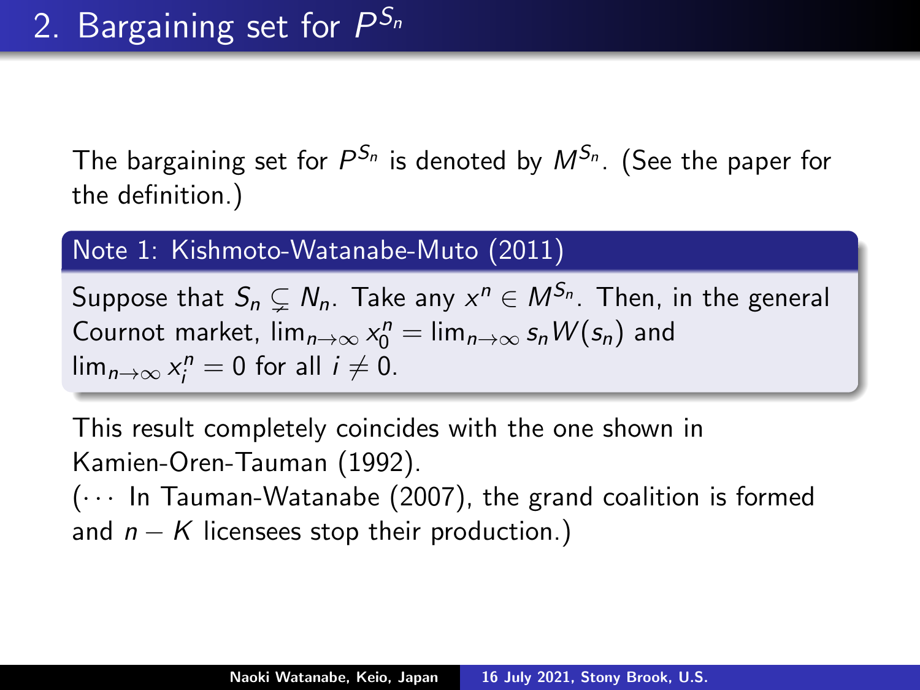## 2. Bargaining set for $P^{S_n}$

The bargaining set for $P^{S_n}$ is denoted by $M^{S_n}$. (See the paper for the definition.)

**Note 1: Kishmoto-Watanabe-Muto (2011)**

Suppose that $S_n \subsetneq N_n$. Take any $x^n \in M^{S_n}$. Then, in the general Cournot market, $\lim_{n\to\infty} x_0^n = \lim_{n\to\infty} s_n W(s_n)$ and $\lim_{n\to\infty} x_i^n = 0$ for all $i \neq 0$.

This result completely coincides with the one shown in Kamien-Oren-Tauman (1992).

($\cdots$ In Tauman-Watanabe (2007), the grand coalition is formed and $n - K$ licensees stop their production.)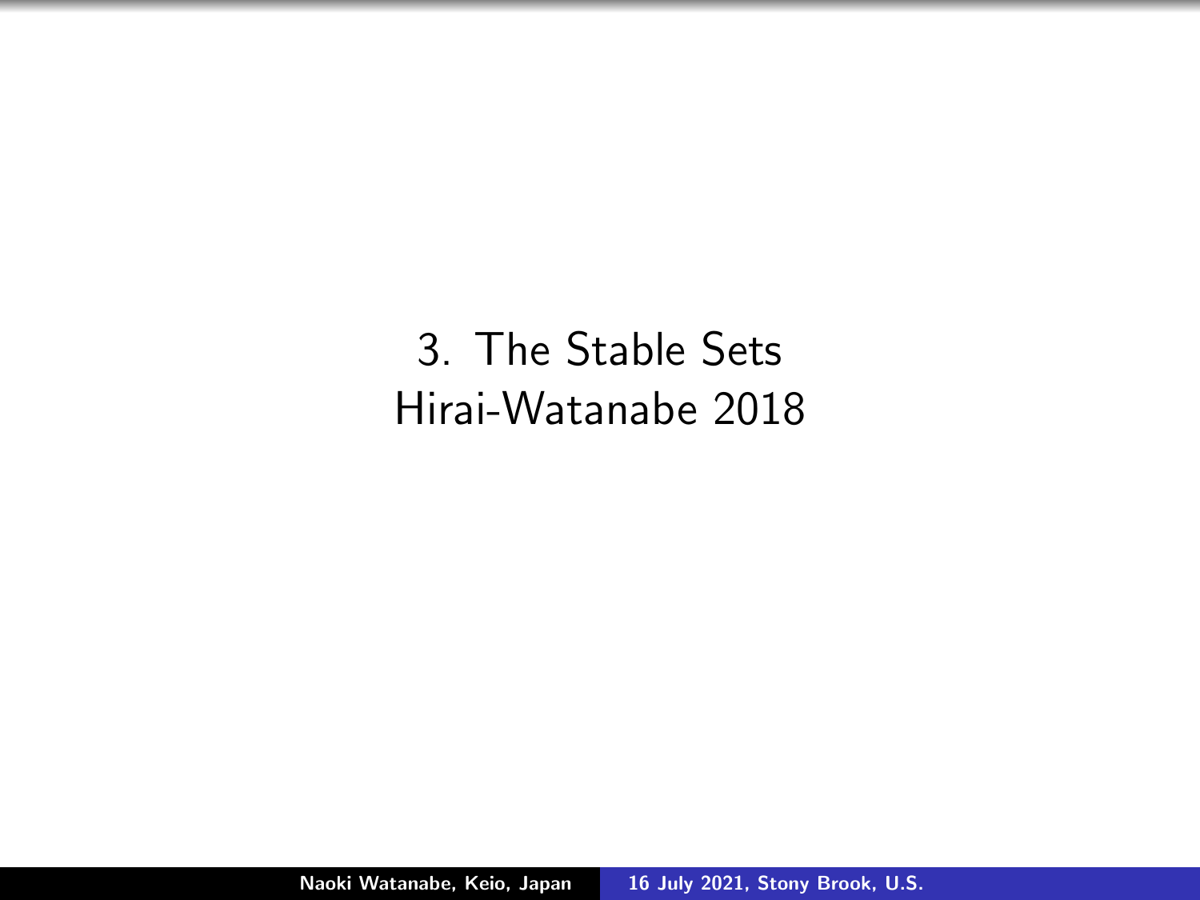# 3. The Stable Sets
Hirai-Watanabe 2018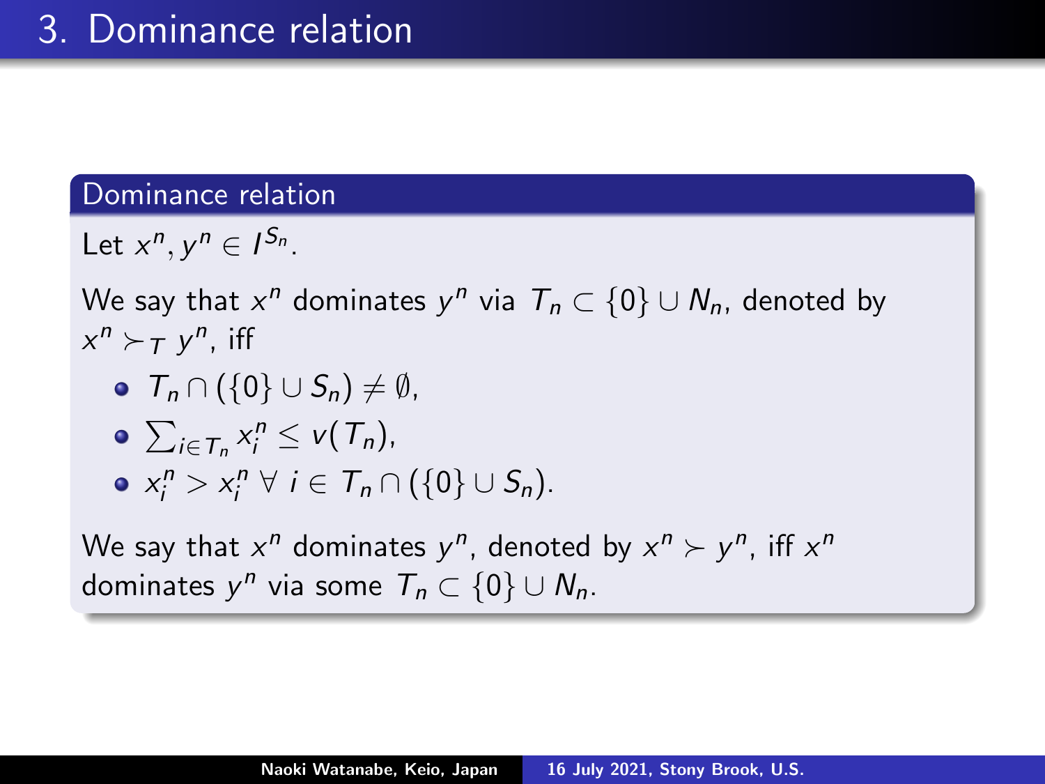# 3. Dominance relation

### Dominance relation

Let $x^n, y^n \in I^{S_n}$.

We say that $x^n$ dominates $y^n$ via $T_n \subset \{0\} \cup N_n$, denoted by $x^n \succ_T y^n$, iff

- $T_n \cap (\{0\} \cup S_n) \neq \emptyset$,
- $\sum_{i \in T_n} x_i^n \leq v(T_n)$,
- $x_i^n > x_i^n \; \forall \; i \in T_n \cap (\{0\} \cup S_n)$.

We say that $x^n$ dominates $y^n$, denoted by $x^n \succ y^n$, iff $x^n$ dominates $y^n$ via some $T_n \subset \{0\} \cup N_n$.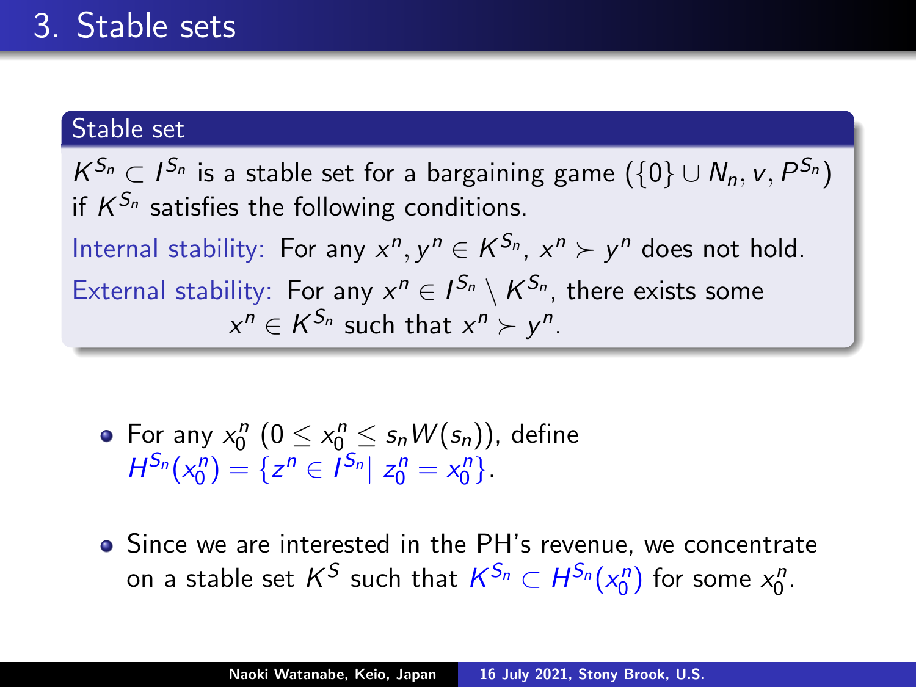# 3. Stable sets

**Stable set**

$K^{S_n} \subset I^{S_n}$ is a stable set for a bargaining game $(\{0\} \cup N_n, v, P^{S_n})$ if $K^{S_n}$ satisfies the following conditions.

Internal stability: For any $x^n, y^n \in K^{S_n}$, $x^n \succ y^n$ does not hold.

External stability: For any $x^n \in I^{S_n} \setminus K^{S_n}$, there exists some $x^n \in K^{S_n}$ such that $x^n \succ y^n$.

- For any $x_0^n$ $(0 \leq x_0^n \leq s_n W(s_n))$, define $H^{S_n}(x_0^n) = \{z^n \in I^{S_n} | \ z_0^n = x_0^n\}$.
- Since we are interested in the PH's revenue, we concentrate on a stable set $K^S$ such that $K^{S_n} \subset H^{S_n}(x_0^n)$ for some $x_0^n$.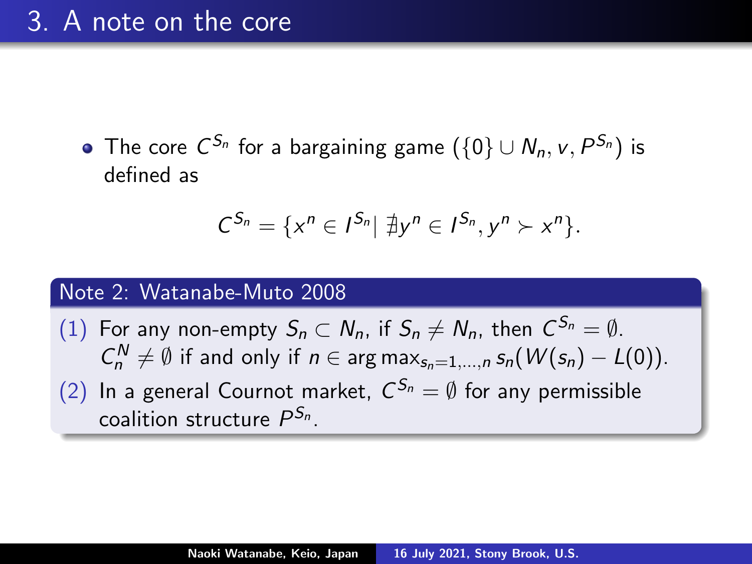# 3. A note on the core

- The core $C^{S_n}$ for a bargaining game $(\{0\} \cup N_n, v, P^{S_n})$ is defined as

$$C^{S_n} = \{x^n \in I^{S_n} | \nexists y^n \in I^{S_n}, y^n \succ x^n\}.$$

**Note 2: Watanabe-Muto 2008**

(1) For any non-empty $S_n \subset N_n$, if $S_n \neq N_n$, then $C^{S_n} = \emptyset$. $C_n^N \neq \emptyset$ if and only if $n \in \arg\max_{s_n=1,\ldots,n} s_n(W(s_n) - L(0))$.

(2) In a general Cournot market, $C^{S_n} = \emptyset$ for any permissible coalition structure $P^{S_n}$.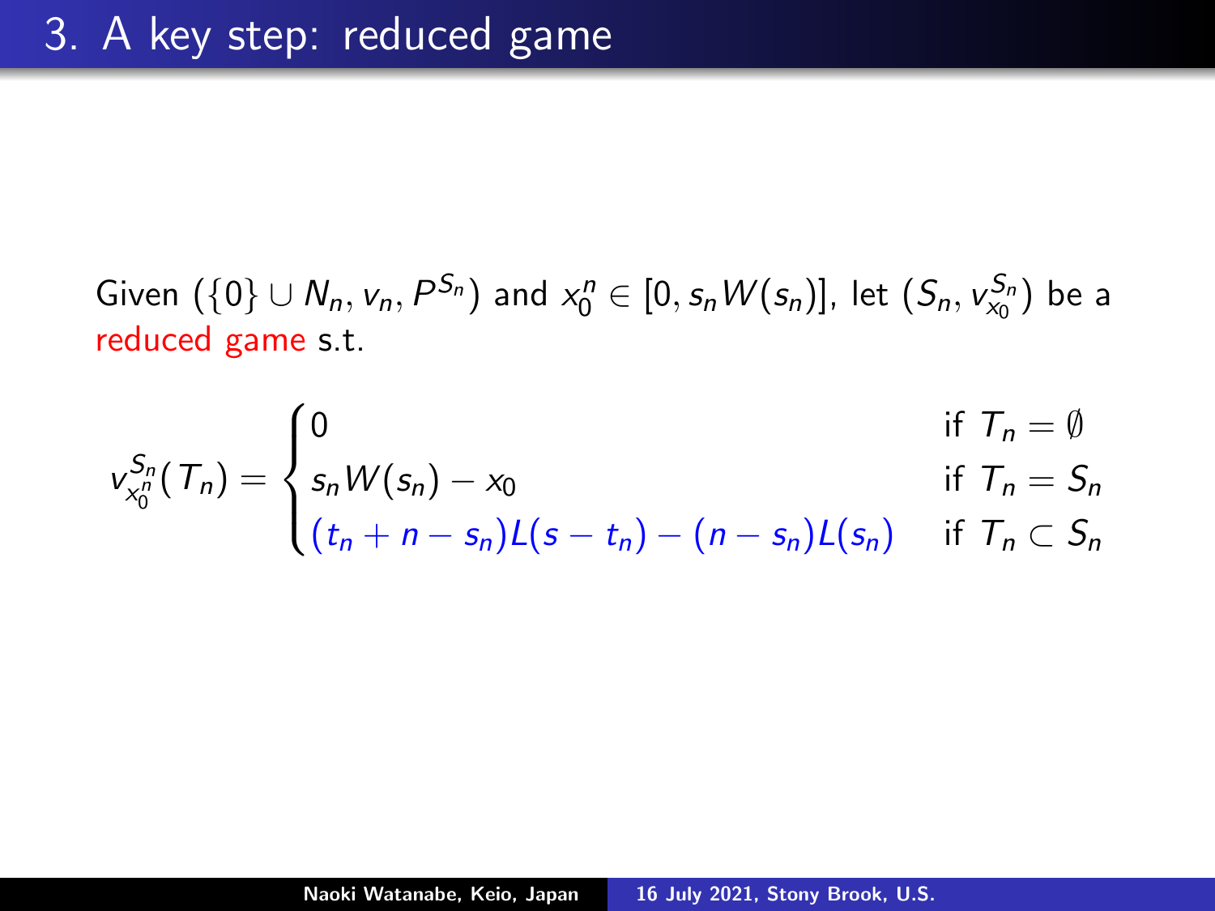# 3. A key step: reduced game

Given $(\{0\} \cup N_n, v_n, P^{S_n})$ and $x_0^n \in [0, s_n W(s_n)]$, let $(S_n, v_{x_0}^{S_n})$ be a reduced game s.t.

$$
v_{x_0^n}^{S_n}(T_n) = \begin{cases} 0 & \text{if } T_n = \emptyset \\ s_n W(s_n) - x_0 & \text{if } T_n = S_n \\ (t_n + n - s_n) L(s - t_n) - (n - s_n) L(s_n) & \text{if } T_n \subset S_n \end{cases}
$$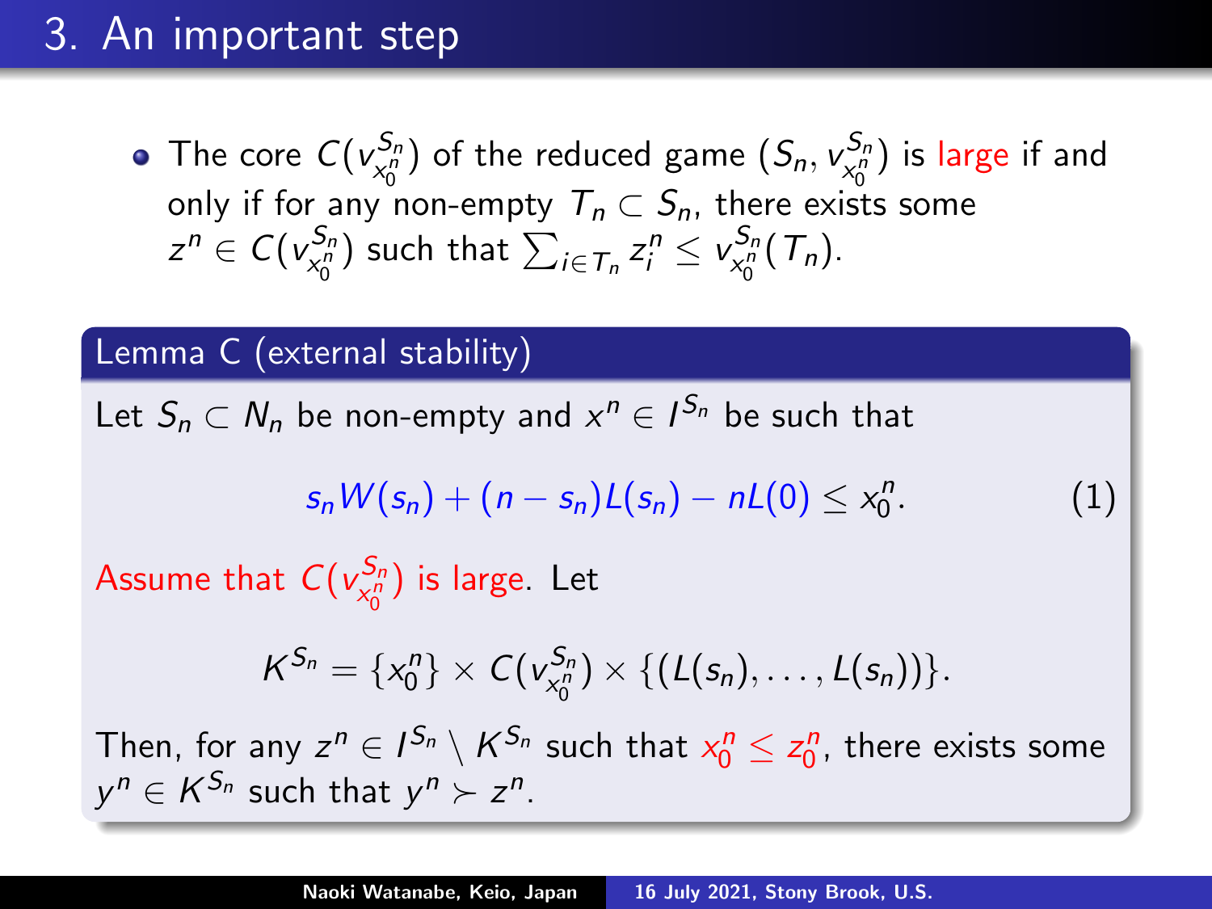## 3. An important step

- The core $C(v^{S_n}_{x^n_0})$ of the reduced game $(S_n, v^{S_n}_{x^n_0})$ is large if and only if for any non-empty $T_n \subset S_n$, there exists some $z^n \in C(v^{S_n}_{x^n_0})$ such that $\sum_{i \in T_n} z^n_i \leq v^{S_n}_{x^n_0}(T_n)$.

**Lemma C (external stability)**

Let $S_n \subset N_n$ be non-empty and $x^n \in I^{S_n}$ be such that

$$s_n W(s_n) + (n - s_n) L(s_n) - nL(0) \leq x^n_0. \tag{1}$$

Assume that $C(v^{S_n}_{x^n_0})$ is large. Let

$$K^{S_n} = \{x^n_0\} \times C(v^{S_n}_{x^n_0}) \times \{(L(s_n), \ldots, L(s_n))\}.$$

Then, for any $z^n \in I^{S_n} \setminus K^{S_n}$ such that $x^n_0 \leq z^n_0$, there exists some $y^n \in K^{S_n}$ such that $y^n \succ z^n$.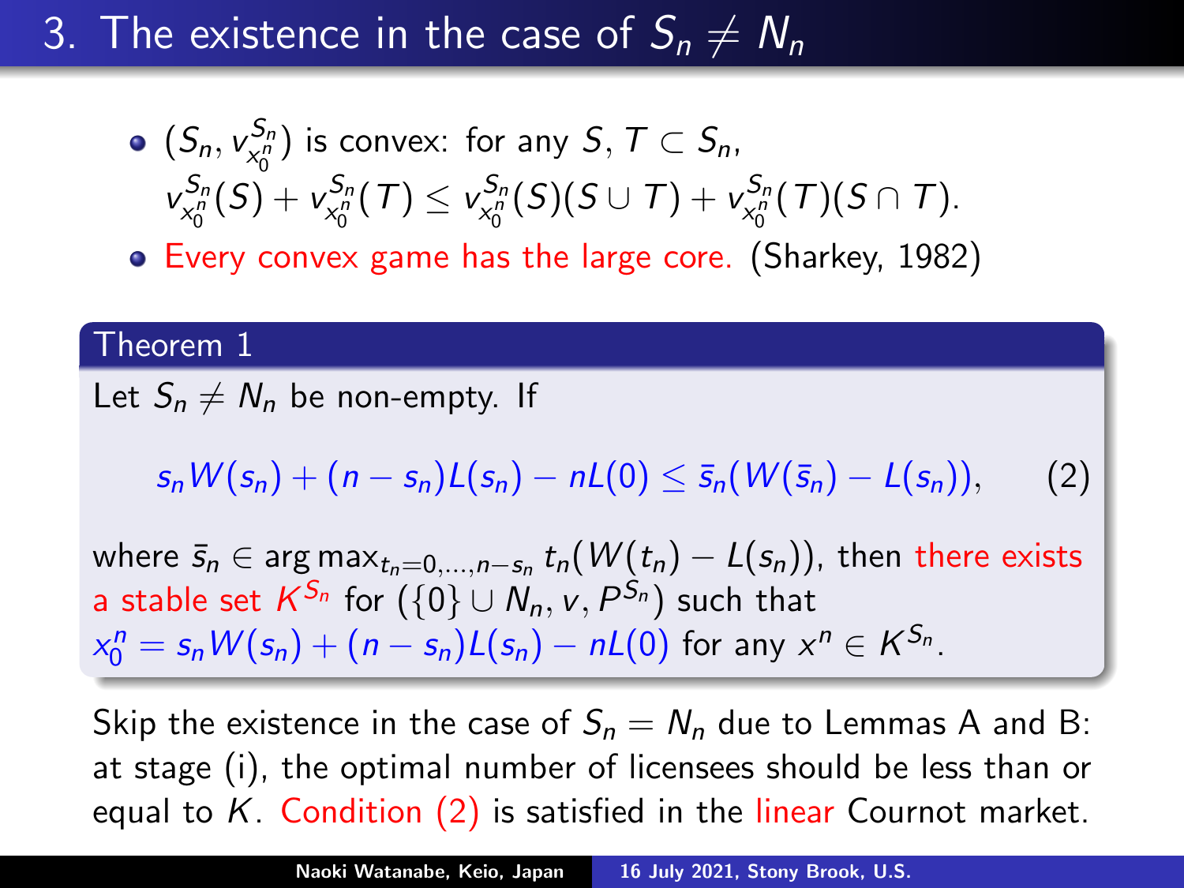# 3. The existence in the case of $S_n \neq N_n$

- $(S_n, v_{x_0^n}^{S_n})$ is convex: for any $S, T \subset S_n$, $v_{x_0^n}^{S_n}(S) + v_{x_0^n}^{S_n}(T) \leq v_{x_0^n}^{S_n}(S)(S \cup T) + v_{x_0^n}^{S_n}(T)(S \cap T)$.
- Every convex game has the large core. (Sharkey, 1982)

**Theorem 1**

Let $S_n \neq N_n$ be non-empty. If

$$s_n W(s_n) + (n - s_n)L(s_n) - nL(0) \leq \bar{s}_n(W(\bar{s}_n) - L(s_n)), \qquad (2)$$

where $\bar{s}_n \in \arg\max_{t_n = 0,\ldots,n-s_n} t_n(W(t_n) - L(s_n))$, then there exists a stable set $K^{S_n}$ for $(\{0\} \cup N_n, v, P^{S_n})$ such that $x_0^n = s_n W(s_n) + (n - s_n)L(s_n) - nL(0)$ for any $x^n \in K^{S_n}$.

Skip the existence in the case of $S_n = N_n$ due to Lemmas A and B: at stage (i), the optimal number of licensees should be less than or equal to $K$. Condition (2) is satisfied in the linear Cournot market.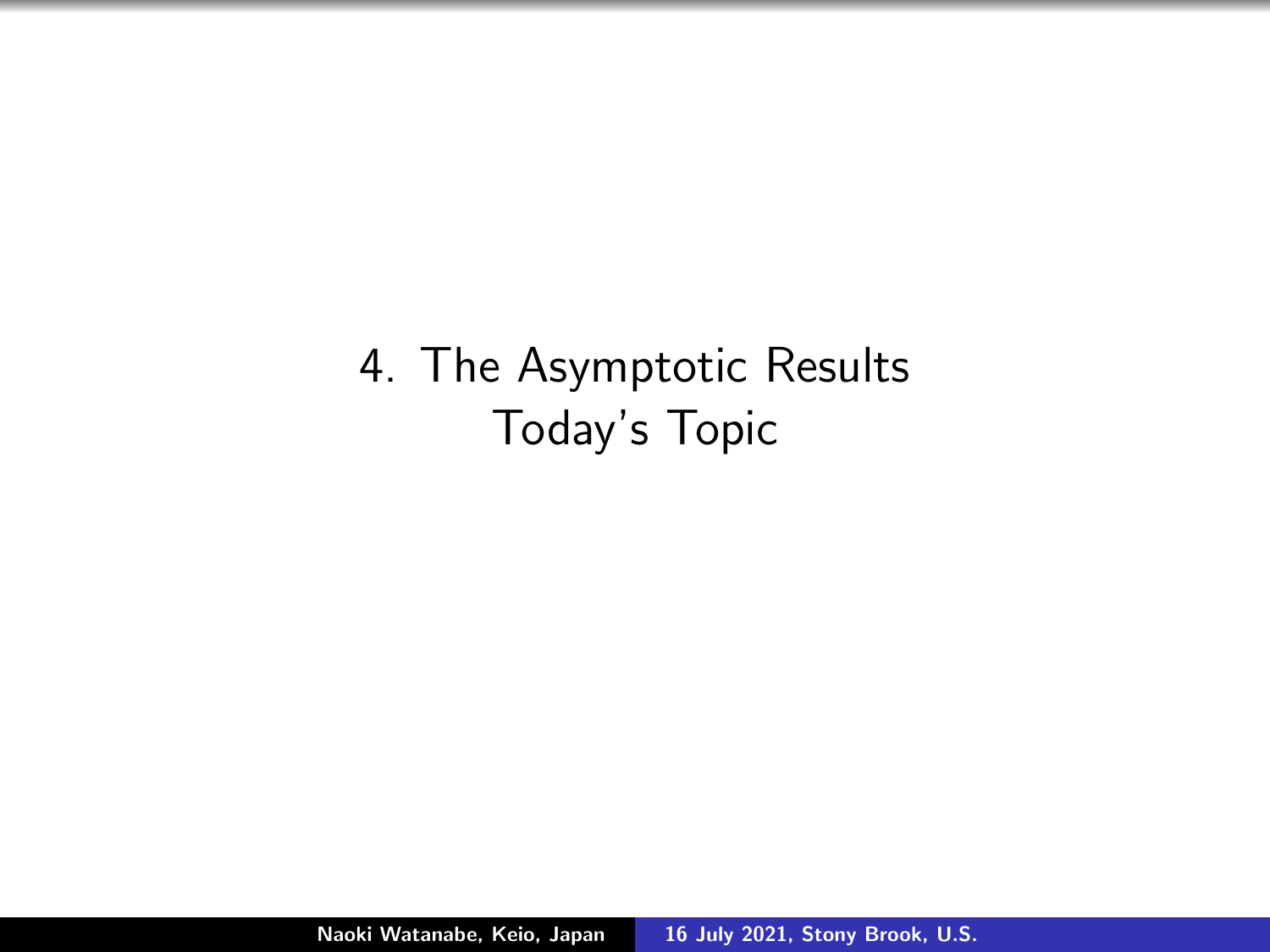# 4. The Asymptotic Results
Today's Topic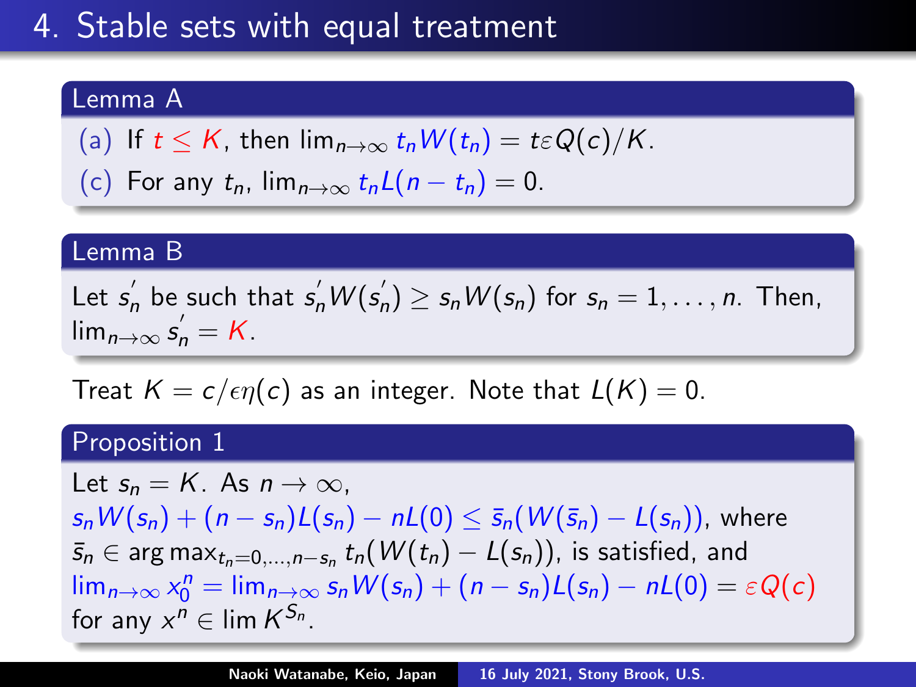# 4. Stable sets with equal treatment

### Lemma A

(a) If $t \leq K$, then $\lim_{n\to\infty} t_n W(t_n) = t\varepsilon Q(c)/K$.

(c) For any $t_n$, $\lim_{n\to\infty} t_n L(n - t_n) = 0$.

### Lemma B

Let $s_n^{'}$ be such that $s_n^{'} W(s_n^{'}) \geq s_n W(s_n)$ for $s_n = 1, \ldots, n$. Then, $\lim_{n\to\infty} s_n^{'} = K$.

Treat $K = c/\epsilon\eta(c)$ as an integer. Note that $L(K) = 0$.

### Proposition 1

Let $s_n = K$. As $n \to \infty$,
$s_n W(s_n) + (n - s_n)L(s_n) - nL(0) \leq \bar{s}_n(W(\bar{s}_n) - L(s_n))$, where $\bar{s}_n \in \arg\max_{t_n=0,\ldots,n-s_n} t_n(W(t_n) - L(s_n))$, is satisfied, and $\lim_{n\to\infty} x_0^n = \lim_{n\to\infty} s_n W(s_n) + (n - s_n)L(s_n) - nL(0) = \varepsilon Q(c)$ for any $x^n \in \lim K^{S_n}$.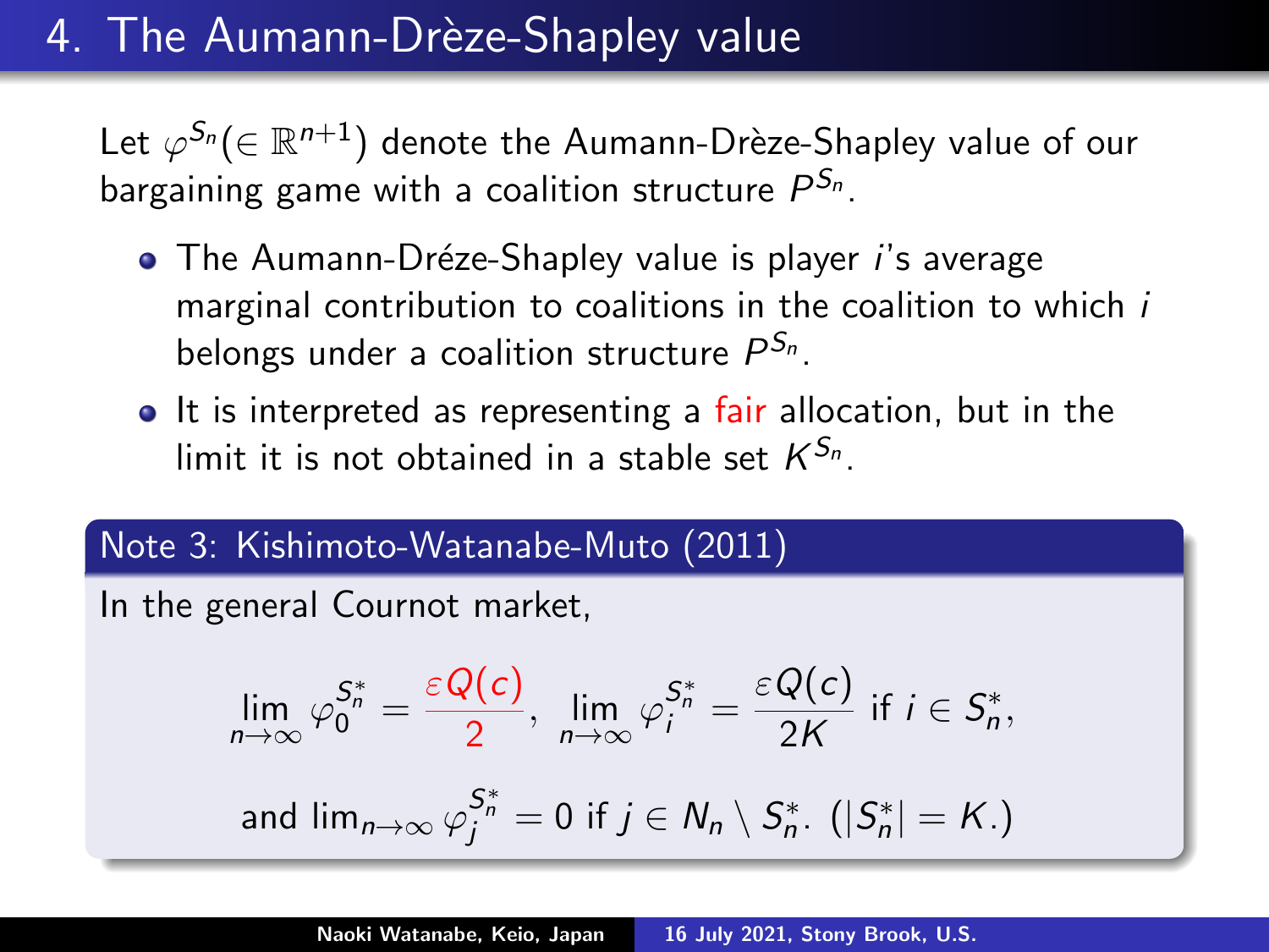# 4. The Aumann-Drèze-Shapley value

Let $\varphi^{S_n}(\in \mathbb{R}^{n+1})$ denote the Aumann-Drèze-Shapley value of our bargaining game with a coalition structure $P^{S_n}$.

- The Aumann-Dréze-Shapley value is player $i$'s average marginal contribution to coalitions in the coalition to which $i$ belongs under a coalition structure $P^{S_n}$.
- It is interpreted as representing a fair allocation, but in the limit it is not obtained in a stable set $K^{S_n}$.

**Note 3: Kishimoto-Watanabe-Muto (2011)**

In the general Cournot market,

$$\lim_{n\to\infty} \varphi_0^{S_n^*} = \frac{\varepsilon Q(c)}{2}, \ \lim_{n\to\infty} \varphi_i^{S_n^*} = \frac{\varepsilon Q(c)}{2K} \text{ if } i \in S_n^*,$$

and $\lim_{n\to\infty} \varphi_j^{S_n^*} = 0$ if $j \in N_n \setminus S_n^*$. ($|S_n^*| = K$.)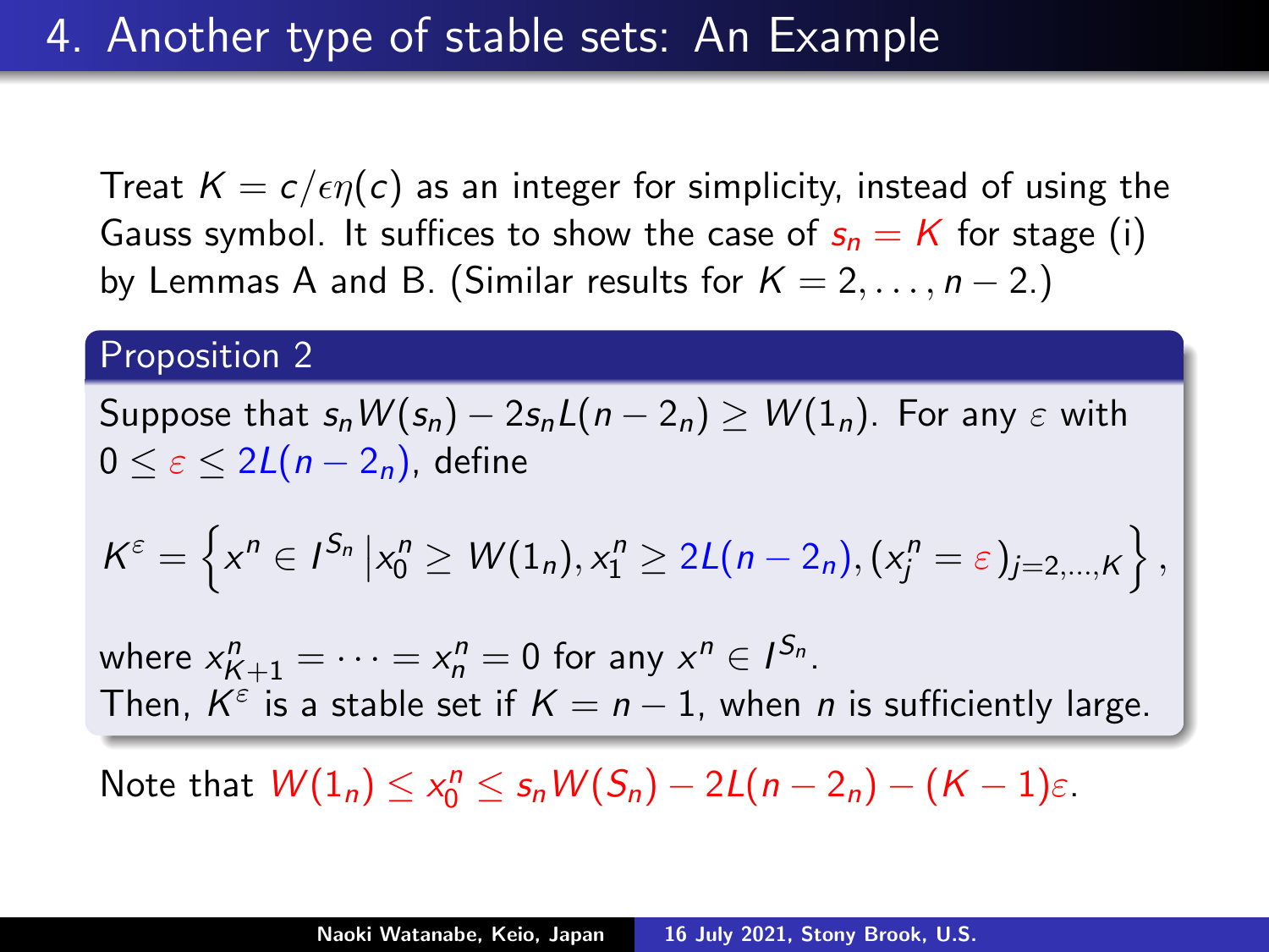# 4. Another type of stable sets: An Example

Treat $K = c/\epsilon\eta(c)$ as an integer for simplicity, instead of using the Gauss symbol. It suffices to show the case of $s_n = K$ for stage (i) by Lemmas A and B. (Similar results for $K = 2, \ldots, n-2$.)

**Proposition 2**

Suppose that $s_n W(s_n) - 2s_n L(n-2_n) \geq W(1_n)$. For any $\varepsilon$ with $0 \leq \varepsilon \leq 2L(n-2_n)$, define

$$K^\varepsilon = \left\{ x^n \in I^{S_n} \,\middle|\, x_0^n \geq W(1_n), x_1^n \geq 2L(n-2_n), (x_j^n = \varepsilon)_{j=2,\ldots,K} \right\},$$

where $x_{K+1}^n = \cdots = x_n^n = 0$ for any $x^n \in I^{S_n}$.
Then, $K^\varepsilon$ is a stable set if $K = n-1$, when $n$ is sufficiently large.

Note that $W(1_n) \leq x_0^n \leq s_n W(S_n) - 2L(n-2_n) - (K-1)\varepsilon$.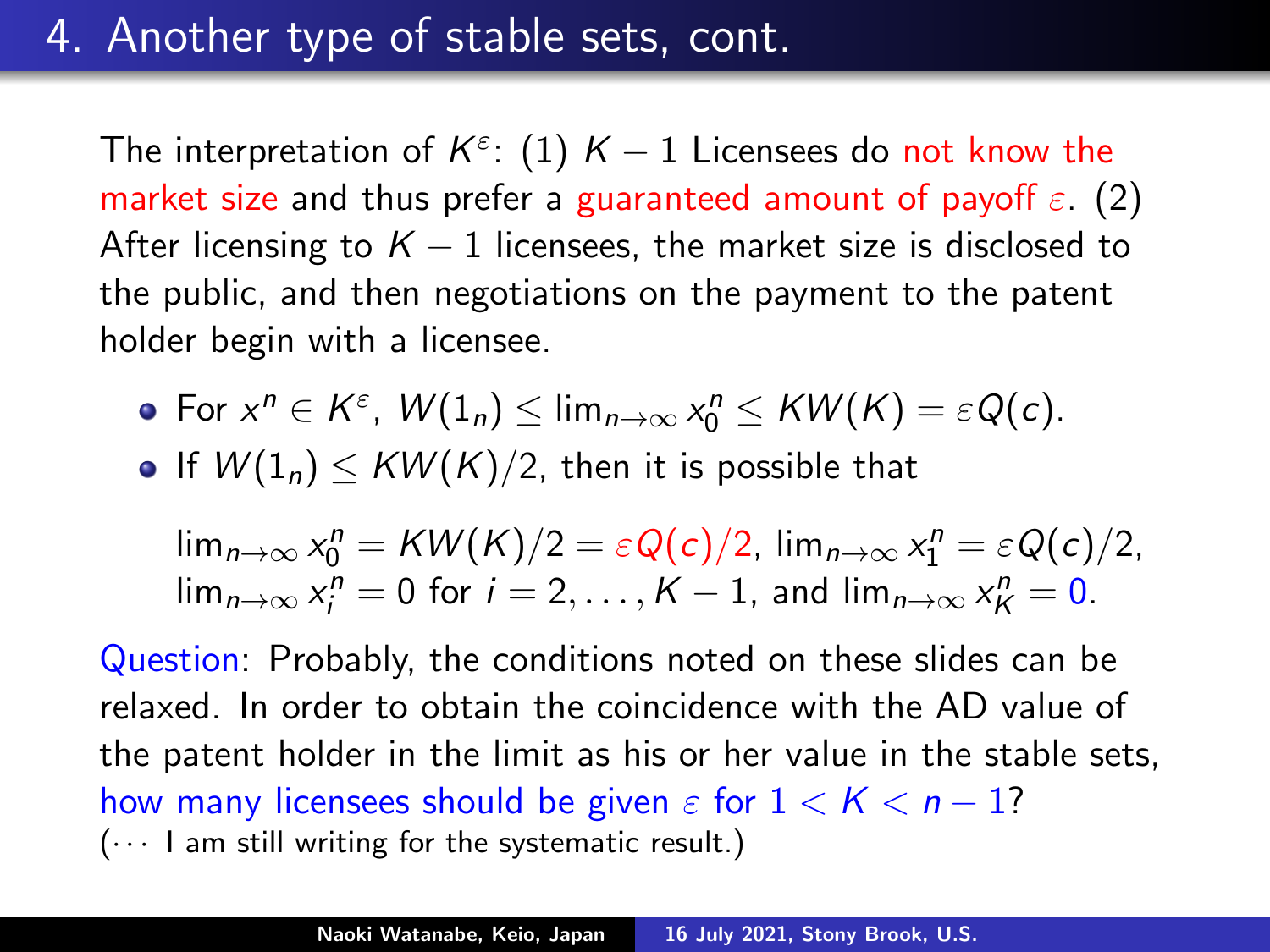# 4. Another type of stable sets, cont.

The interpretation of $K^\varepsilon$: (1) $K-1$ Licensees do not know the market size and thus prefer a guaranteed amount of payoff $\varepsilon$. (2) After licensing to $K-1$ licensees, the market size is disclosed to the public, and then negotiations on the payment to the patent holder begin with a licensee.

- For $x^n \in K^\varepsilon$, $W(1_n) \leq \lim_{n\to\infty} x_0^n \leq KW(K) = \varepsilon Q(c)$.
- If $W(1_n) \leq KW(K)/2$, then it is possible that

  $\lim_{n\to\infty} x_0^n = KW(K)/2 = \varepsilon Q(c)/2$, $\lim_{n\to\infty} x_1^n = \varepsilon Q(c)/2$,
  $\lim_{n\to\infty} x_i^n = 0$ for $i = 2, \ldots, K-1$, and $\lim_{n\to\infty} x_K^n = 0$.

Question: Probably, the conditions noted on these slides can be relaxed. In order to obtain the coincidence with the AD value of the patent holder in the limit as his or her value in the stable sets, how many licensees should be given $\varepsilon$ for $1 < K < n-1$?
($\cdots$ I am still writing for the systematic result.)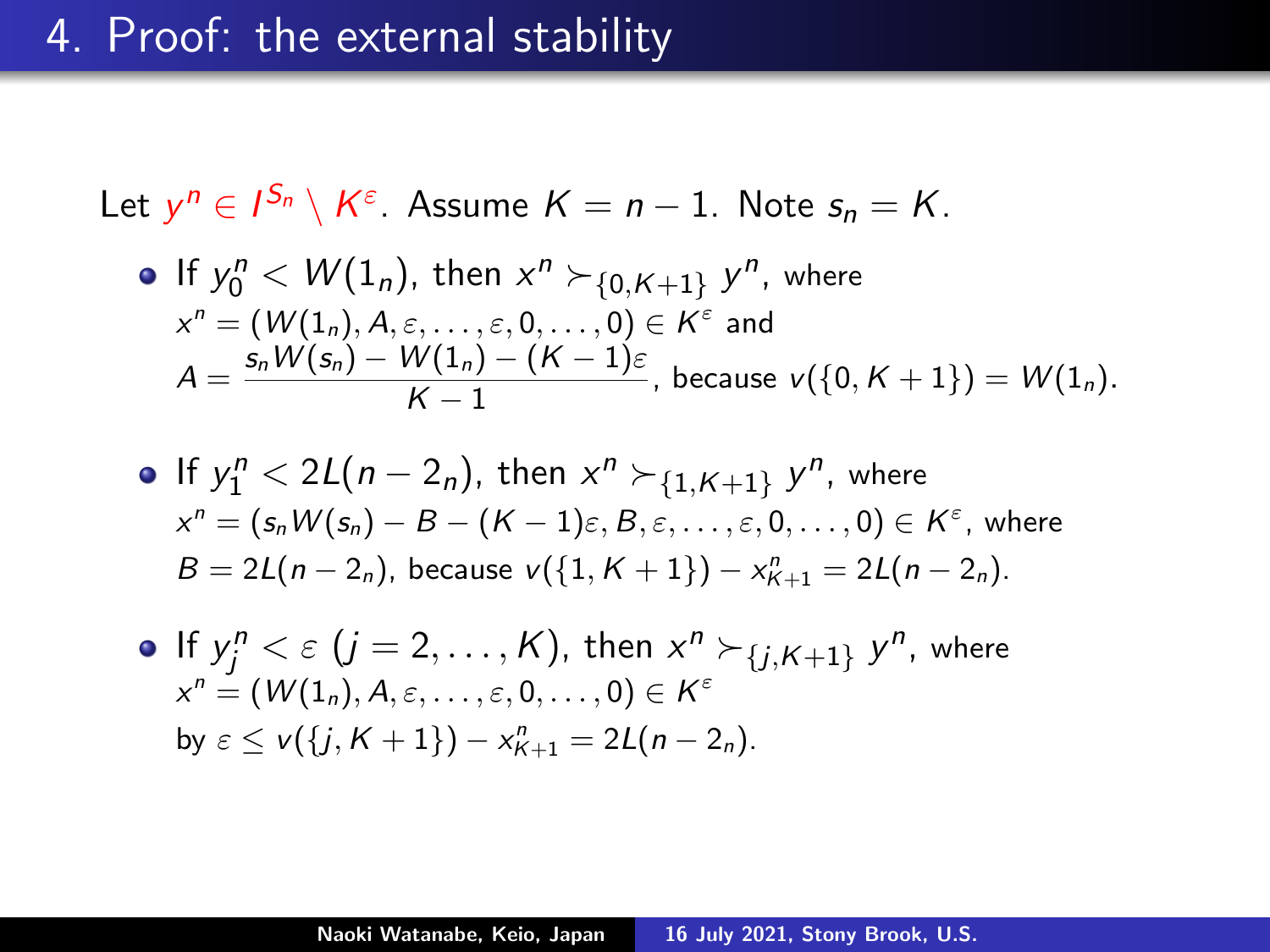# 4. Proof: the external stability

Let $y^n \in I^{S_n} \setminus K^{\varepsilon}$. Assume $K = n - 1$. Note $s_n = K$.

- If $y_0^n < W(1_n)$, then $x^n \succ_{\{0,K+1\}} y^n$, where
  $x^n = (W(1_n), A, \varepsilon, \ldots, \varepsilon, 0, \ldots, 0) \in K^{\varepsilon}$ and
  $A = \dfrac{s_n W(s_n) - W(1_n) - (K-1)\varepsilon}{K-1}$, because $v(\{0, K+1\}) = W(1_n)$.

- If $y_1^n < 2L(n - 2_n)$, then $x^n \succ_{\{1,K+1\}} y^n$, where
  $x^n = (s_n W(s_n) - B - (K-1)\varepsilon, B, \varepsilon, \ldots, \varepsilon, 0, \ldots, 0) \in K^{\varepsilon}$, where
  $B = 2L(n - 2_n)$, because $v(\{1, K+1\}) - x_{K+1}^n = 2L(n - 2_n)$.

- If $y_j^n < \varepsilon$ $(j = 2, \ldots, K)$, then $x^n \succ_{\{j,K+1\}} y^n$, where
  $x^n = (W(1_n), A, \varepsilon, \ldots, \varepsilon, 0, \ldots, 0) \in K^{\varepsilon}$
  by $\varepsilon \leq v(\{j, K+1\}) - x_{K+1}^n = 2L(n - 2_n)$.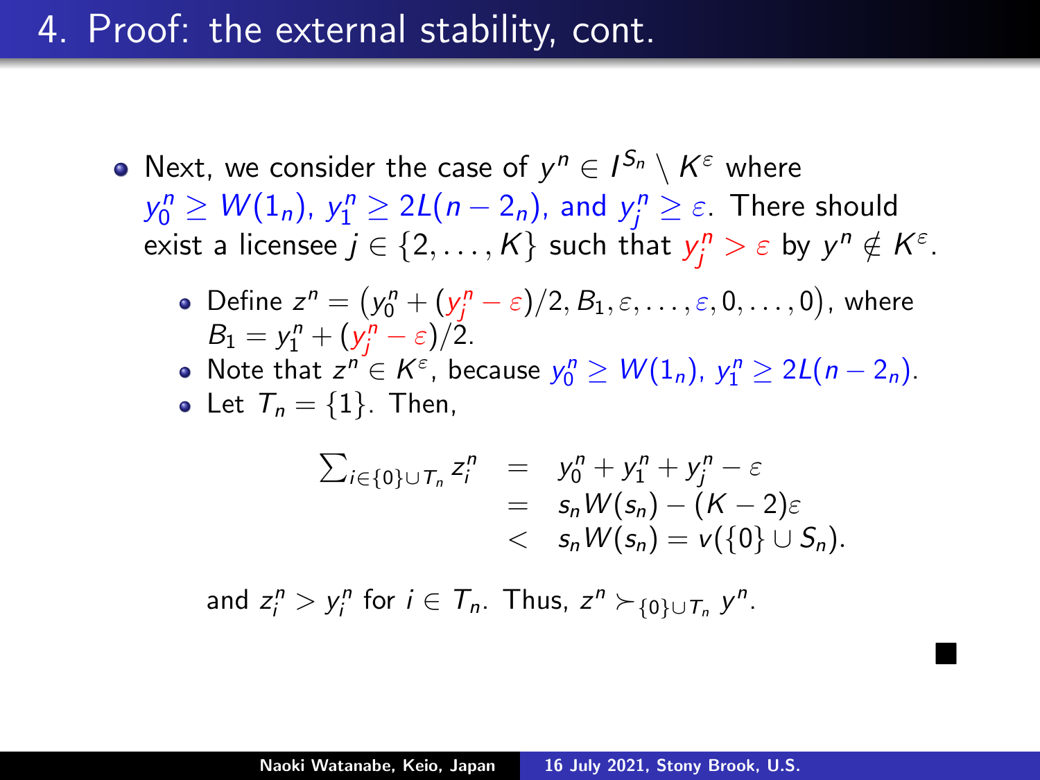# 4. Proof: the external stability, cont.

- Next, we consider the case of $y^n \in I^{S_n} \setminus K^\varepsilon$ where $y_0^n \geq W(1_n)$, $y_1^n \geq 2L(n - 2_n)$, and $y_j^n \geq \varepsilon$. There should exist a licensee $j \in \{2, \ldots, K\}$ such that $y_j^n > \varepsilon$ by $y^n \notin K^\varepsilon$.
  - Define $z^n = \left(y_0^n + (y_j^n - \varepsilon)/2, B_1, \varepsilon, \ldots, \varepsilon, 0, \ldots, 0\right)$, where $B_1 = y_1^n + (y_j^n - \varepsilon)/2$.
  - Note that $z^n \in K^\varepsilon$, because $y_0^n \geq W(1_n)$, $y_1^n \geq 2L(n - 2_n)$.
  - Let $T_n = \{1\}$. Then,

$$
\begin{aligned}
\textstyle\sum_{i \in \{0\} \cup T_n} z_i^n &= y_0^n + y_1^n + y_j^n - \varepsilon \\
&= s_n W(s_n) - (K - 2)\varepsilon \\
&< s_n W(s_n) = v(\{0\} \cup S_n).
\end{aligned}
$$

  and $z_i^n > y_i^n$ for $i \in T_n$. Thus, $z^n \succ_{\{0\} \cup T_n} y^n$.

■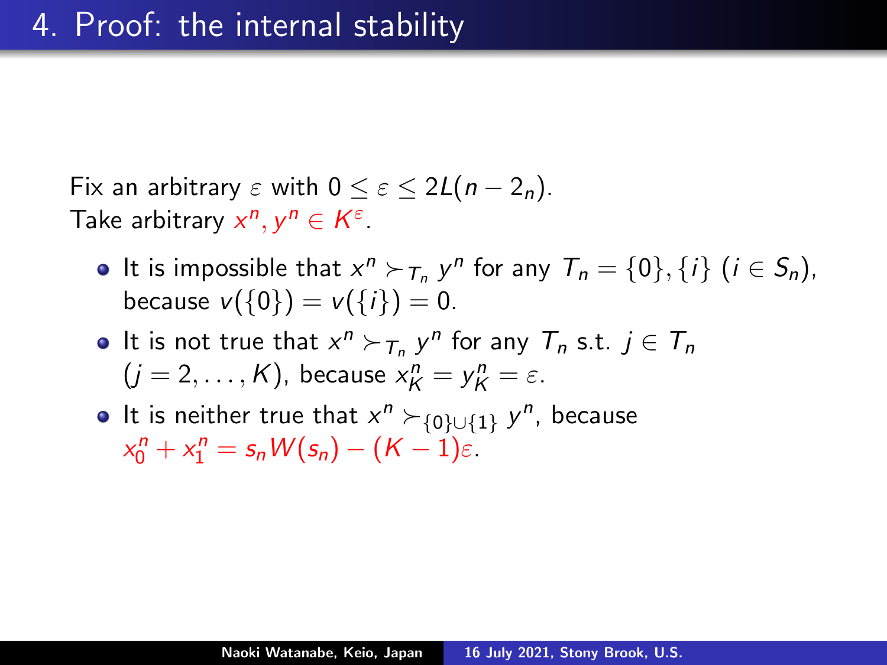## 4. Proof: the internal stability

Fix an arbitrary $\varepsilon$ with $0 \leq \varepsilon \leq 2L(n - 2_n)$.
Take arbitrary $x^n, y^n \in K^{\varepsilon}$.

- It is impossible that $x^n \succ_{T_n} y^n$ for any $T_n = \{0\}, \{i\}$ ($i \in S_n$), because $v(\{0\}) = v(\{i\}) = 0$.
- It is not true that $x^n \succ_{T_n} y^n$ for any $T_n$ s.t. $j \in T_n$ ($j = 2, \ldots, K$), because $x_K^n = y_K^n = \varepsilon$.
- It is neither true that $x^n \succ_{\{0\} \cup \{1\}} y^n$, because $x_0^n + x_1^n = s_n W(s_n) - (K - 1)\varepsilon$.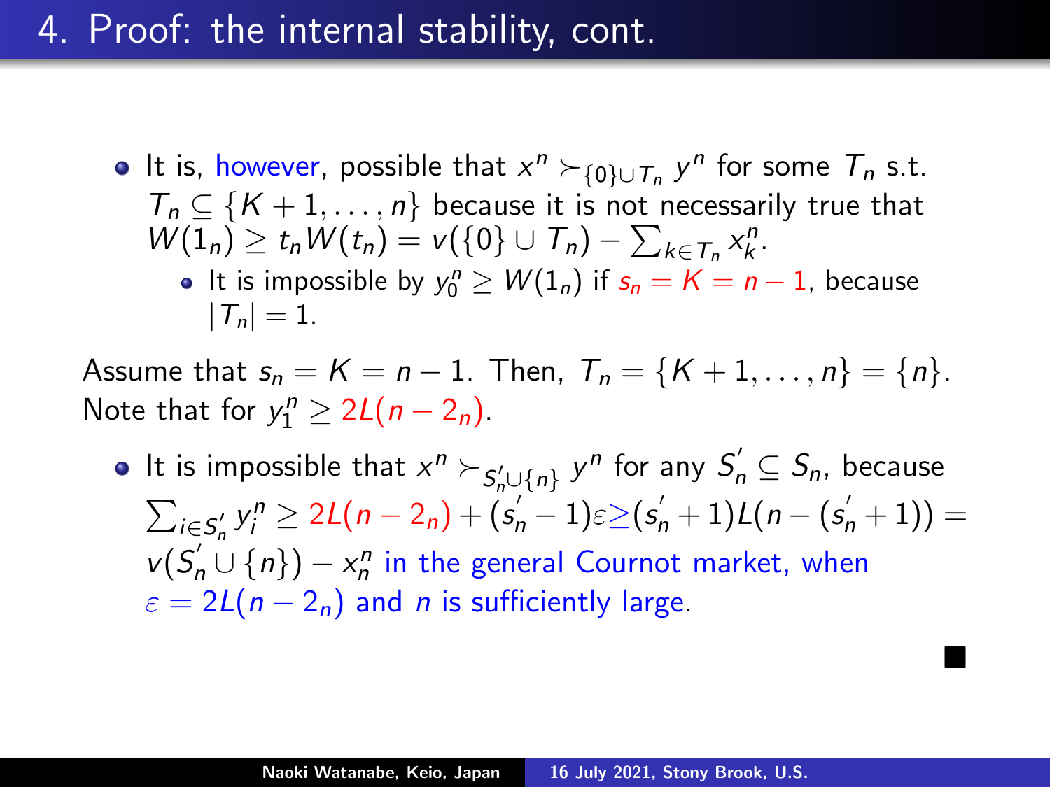# 4. Proof: the internal stability, cont.

- It is, however, possible that $x^n \succ_{\{0\} \cup T_n} y^n$ for some $T_n$ s.t. $T_n \subseteq \{K+1, \ldots, n\}$ because it is not necessarily true that $W(1_n) \geq t_n W(t_n) = v(\{0\} \cup T_n) - \sum_{k \in T_n} x_k^n$.
  - It is impossible by $y_0^n \geq W(1_n)$ if $s_n = K = n-1$, because $|T_n| = 1$.

Assume that $s_n = K = n-1$. Then, $T_n = \{K+1, \ldots, n\} = \{n\}$. Note that for $y_1^n \geq 2L(n - 2_n)$.

- It is impossible that $x^n \succ_{S_n' \cup \{n\}} y^n$ for any $S_n' \subseteq S_n$, because $\sum_{i \in S_n'} y_i^n \geq 2L(n - 2_n) + (s_n' - 1)\varepsilon \geq (s_n' + 1)L(n - (s_n' + 1)) = v(S_n' \cup \{n\}) - x_n^n$ in the general Cournot market, when $\varepsilon = 2L(n - 2_n)$ and $n$ is sufficiently large.

∎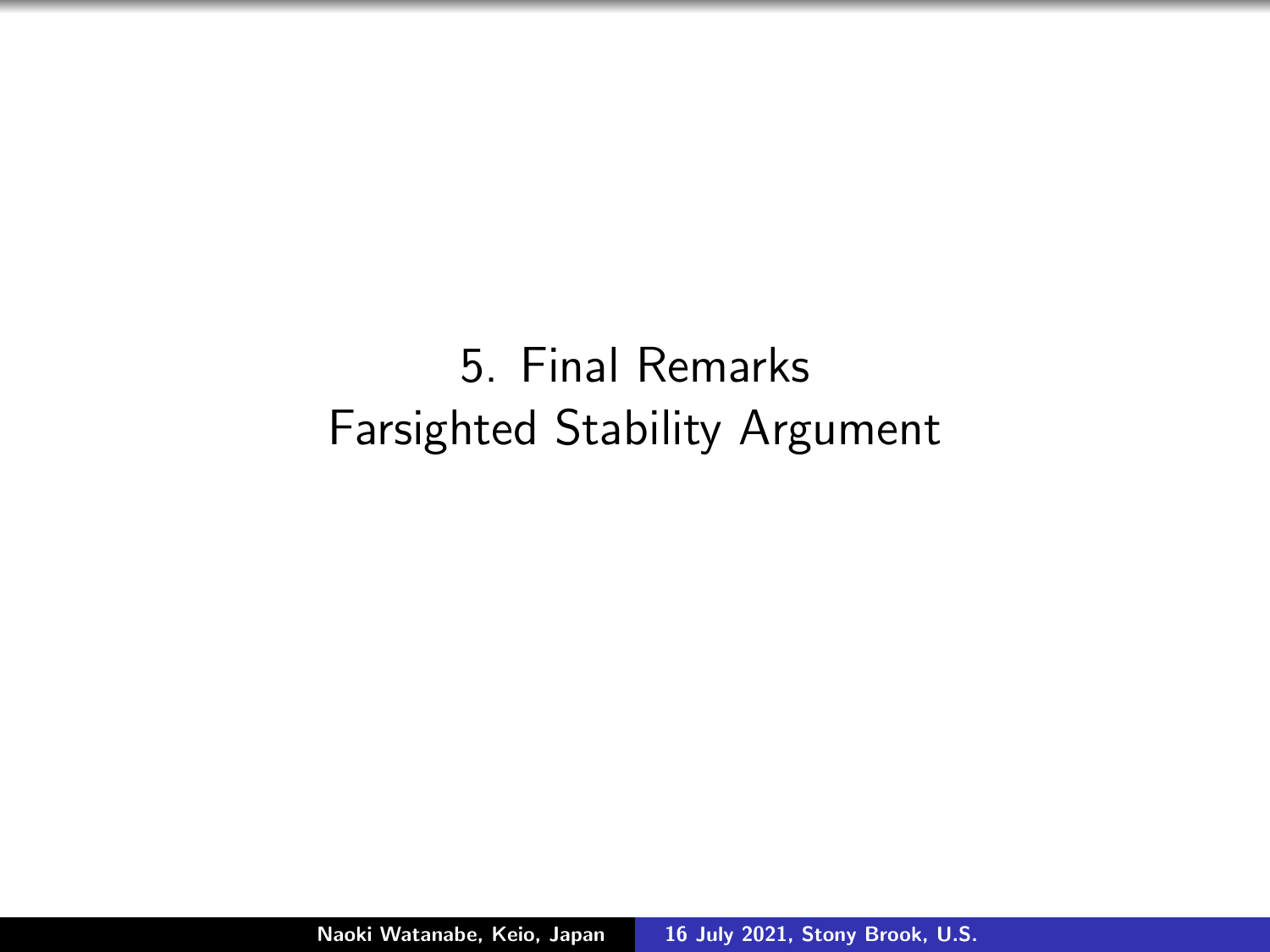# 5. Final Remarks
## Farsighted Stability Argument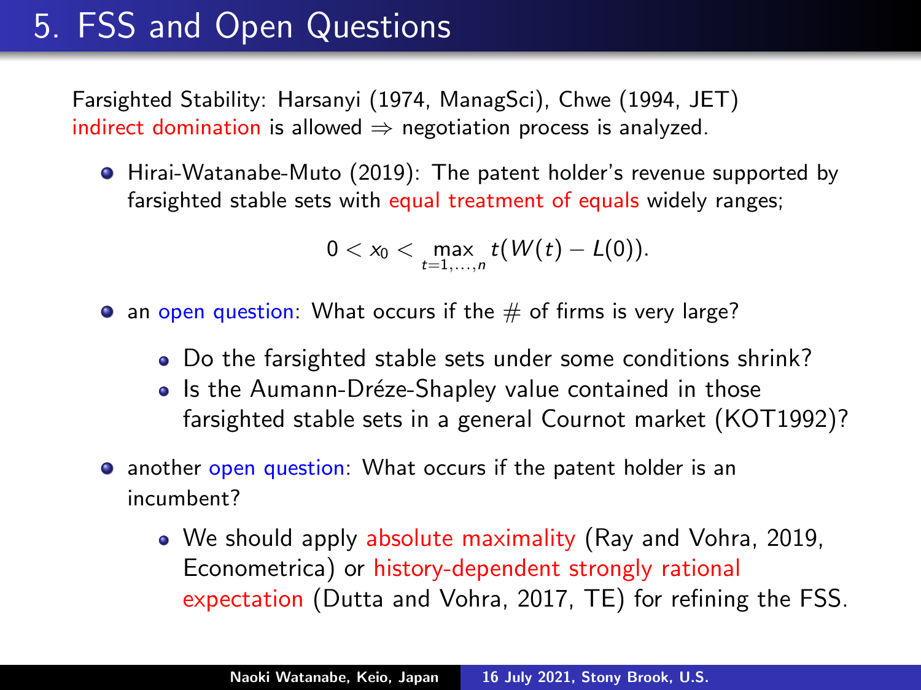# 5. FSS and Open Questions

Farsighted Stability: Harsanyi (1974, ManagSci), Chwe (1994, JET)
indirect domination is allowed ⇒ negotiation process is analyzed.

- Hirai-Watanabe-Muto (2019): The patent holder's revenue supported by farsighted stable sets with equal treatment of equals widely ranges;

$$0 < x_0 < \max_{t=1,\ldots,n} t(W(t) - L(0)).$$

- an open question: What occurs if the # of firms is very large?
  - Do the farsighted stable sets under some conditions shrink?
  - Is the Aumann-Dréze-Shapley value contained in those farsighted stable sets in a general Cournot market (KOT1992)?
- another open question: What occurs if the patent holder is an incumbent?
  - We should apply absolute maximality (Ray and Vohra, 2019, Econometrica) or history-dependent strongly rational expectation (Dutta and Vohra, 2017, TE) for refining the FSS.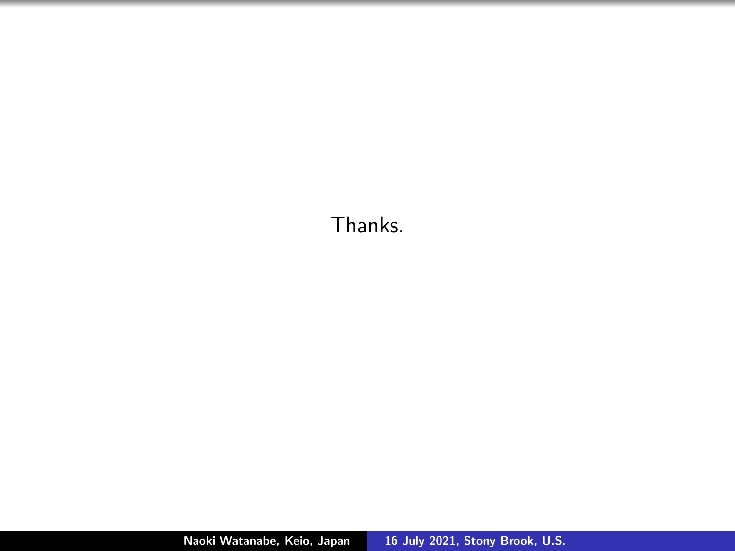Thanks.